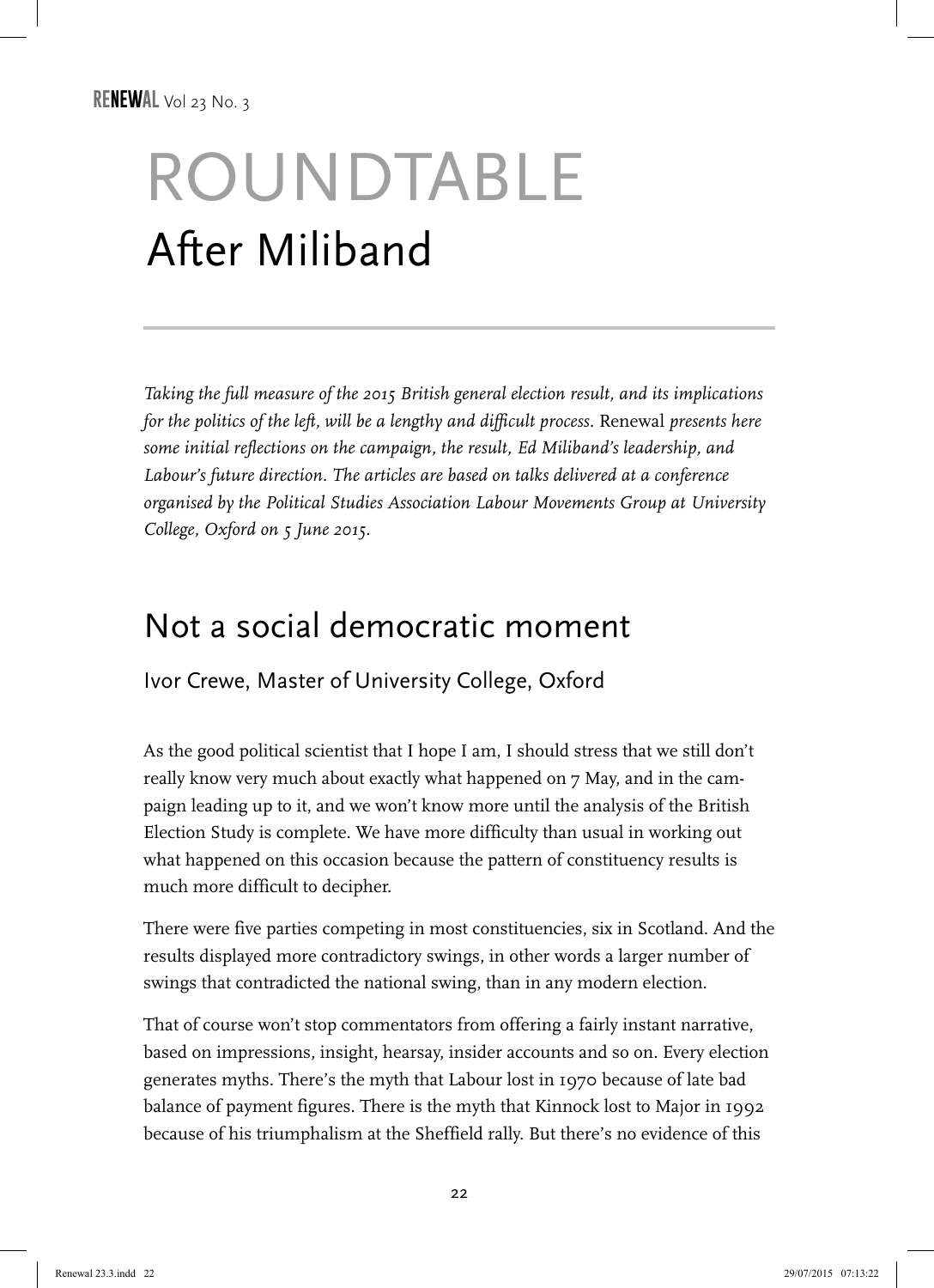# ROUNDTABLE

## After Miliband

*Taking the full measure of the 2015 British general election result, and its implications for the politics of the left, will be a lengthy and difficult process.* Renewal *presents here some initial reflections on the campaign, the result, Ed Miliband's leadership, and Labour's future direction. The articles are based on talks delivered at a conference organised by the Political Studies Association Labour Movements Group at University College, Oxford on 5 June 2015.*

## Not a social democratic moment

Ivor Crewe, Master of University College, Oxford

As the good political scientist that I hope I am, I should stress that we still don't really know very much about exactly what happened on 7 May, and in the campaign leading up to it, and we won't know more until the analysis of the British Election Study is complete. We have more difficulty than usual in working out what happened on this occasion because the pattern of constituency results is much more difficult to decipher.

There were five parties competing in most constituencies, six in Scotland. And the results displayed more contradictory swings, in other words a larger number of swings that contradicted the national swing, than in any modern election.

That of course won't stop commentators from offering a fairly instant narrative, based on impressions, insight, hearsay, insider accounts and so on. Every election generates myths. There's the myth that Labour lost in 1970 because of late bad balance of payment figures. There is the myth that Kinnock lost to Major in 1992 because of his triumphalism at the Sheffield rally. But there's no evidence of this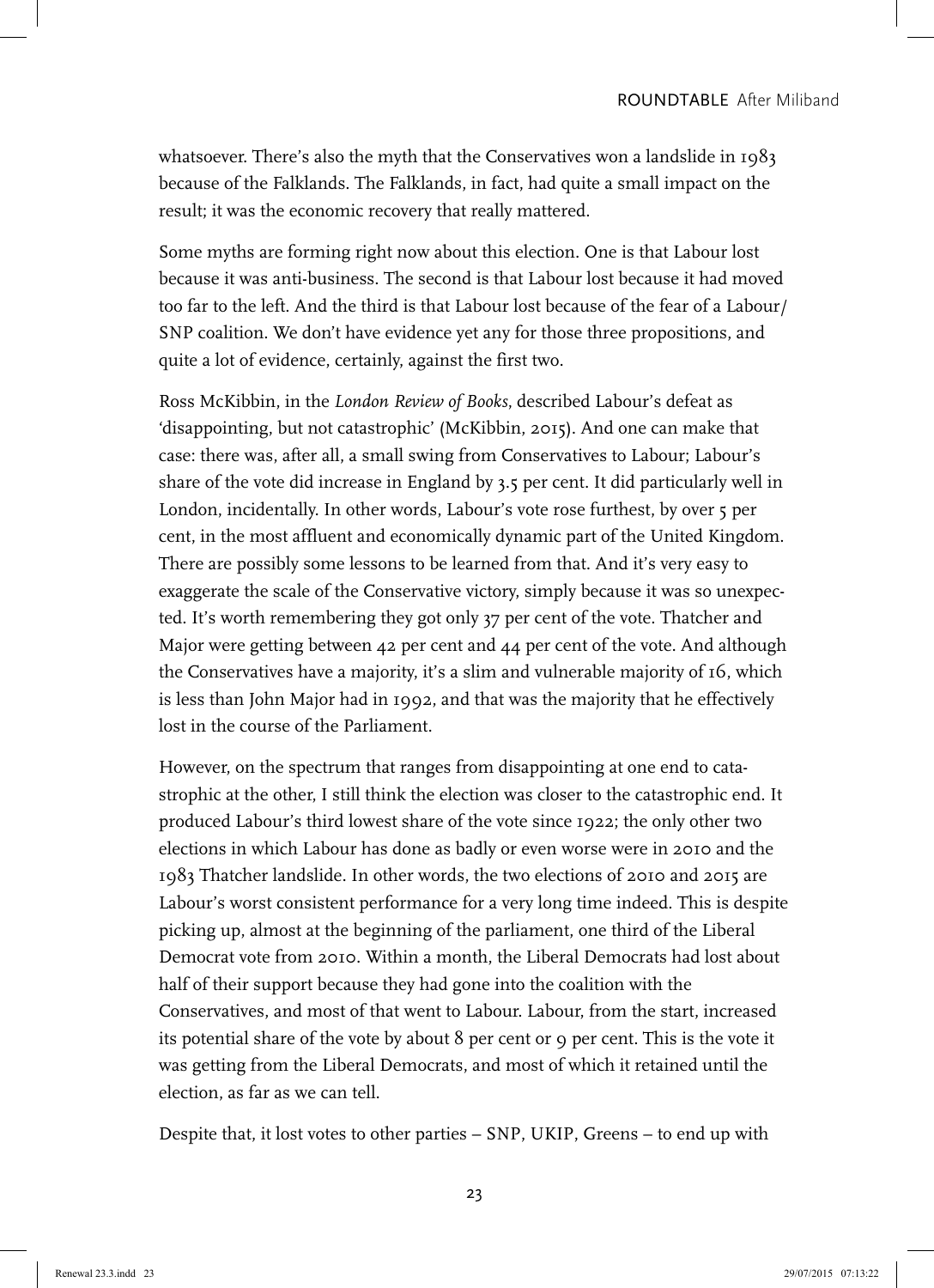whatsoever. There's also the myth that the Conservatives won a landslide in 1983 because of the Falklands. The Falklands, in fact, had quite a small impact on the result; it was the economic recovery that really mattered.

Some myths are forming right now about this election. One is that Labour lost because it was anti-business. The second is that Labour lost because it had moved too far to the left. And the third is that Labour lost because of the fear of a Labour/SNP coalition. We don't have evidence yet any for those three propositions, and quite a lot of evidence, certainly, against the first two.

Ross McKibbin, in the *London Review of Books*, described Labour's defeat as 'disappointing, but not catastrophic' (McKibbin, 2015). And one can make that case: there was, after all, a small swing from Conservatives to Labour; Labour's share of the vote did increase in England by 3.5 per cent. It did particularly well in London, incidentally. In other words, Labour's vote rose furthest, by over 5 per cent, in the most affluent and economically dynamic part of the United Kingdom. There are possibly some lessons to be learned from that. And it's very easy to exaggerate the scale of the Conservative victory, simply because it was so unexpected. It's worth remembering they got only 37 per cent of the vote. Thatcher and Major were getting between 42 per cent and 44 per cent of the vote. And although the Conservatives have a majority, it's a slim and vulnerable majority of 16, which is less than John Major had in 1992, and that was the majority that he effectively lost in the course of the Parliament.

However, on the spectrum that ranges from disappointing at one end to catastrophic at the other, I still think the election was closer to the catastrophic end. It produced Labour's third lowest share of the vote since 1922; the only other two elections in which Labour has done as badly or even worse were in 2010 and the 1983 Thatcher landslide. In other words, the two elections of 2010 and 2015 are Labour's worst consistent performance for a very long time indeed. This is despite picking up, almost at the beginning of the parliament, one third of the Liberal Democrat vote from 2010. Within a month, the Liberal Democrats had lost about half of their support because they had gone into the coalition with the Conservatives, and most of that went to Labour. Labour, from the start, increased its potential share of the vote by about 8 per cent or 9 per cent. This is the vote it was getting from the Liberal Democrats, and most of which it retained until the election, as far as we can tell.

Despite that, it lost votes to other parties – SNP, UKIP, Greens – to end up with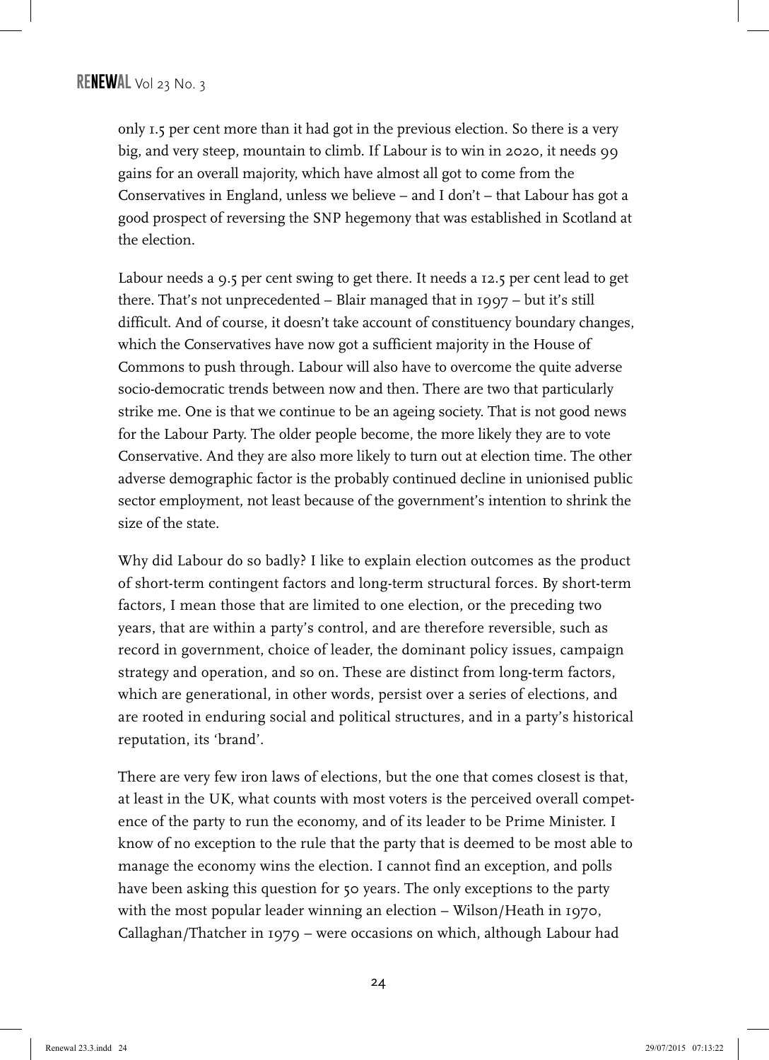only 1.5 per cent more than it had got in the previous election. So there is a very big, and very steep, mountain to climb. If Labour is to win in 2020, it needs 99 gains for an overall majority, which have almost all got to come from the Conservatives in England, unless we believe – and I don't – that Labour has got a good prospect of reversing the SNP hegemony that was established in Scotland at the election.

Labour needs a 9.5 per cent swing to get there. It needs a 12.5 per cent lead to get there. That's not unprecedented – Blair managed that in 1997 – but it's still difficult. And of course, it doesn't take account of constituency boundary changes, which the Conservatives have now got a sufficient majority in the House of Commons to push through. Labour will also have to overcome the quite adverse socio-democratic trends between now and then. There are two that particularly strike me. One is that we continue to be an ageing society. That is not good news for the Labour Party. The older people become, the more likely they are to vote Conservative. And they are also more likely to turn out at election time. The other adverse demographic factor is the probably continued decline in unionised public sector employment, not least because of the government's intention to shrink the size of the state.

Why did Labour do so badly? I like to explain election outcomes as the product of short-term contingent factors and long-term structural forces. By short-term factors, I mean those that are limited to one election, or the preceding two years, that are within a party's control, and are therefore reversible, such as record in government, choice of leader, the dominant policy issues, campaign strategy and operation, and so on. These are distinct from long-term factors, which are generational, in other words, persist over a series of elections, and are rooted in enduring social and political structures, and in a party's historical reputation, its 'brand'.

There are very few iron laws of elections, but the one that comes closest is that, at least in the UK, what counts with most voters is the perceived overall competence of the party to run the economy, and of its leader to be Prime Minister. I know of no exception to the rule that the party that is deemed to be most able to manage the economy wins the election. I cannot find an exception, and polls have been asking this question for 50 years. The only exceptions to the party with the most popular leader winning an election – Wilson/Heath in 1970, Callaghan/Thatcher in 1979 – were occasions on which, although Labour had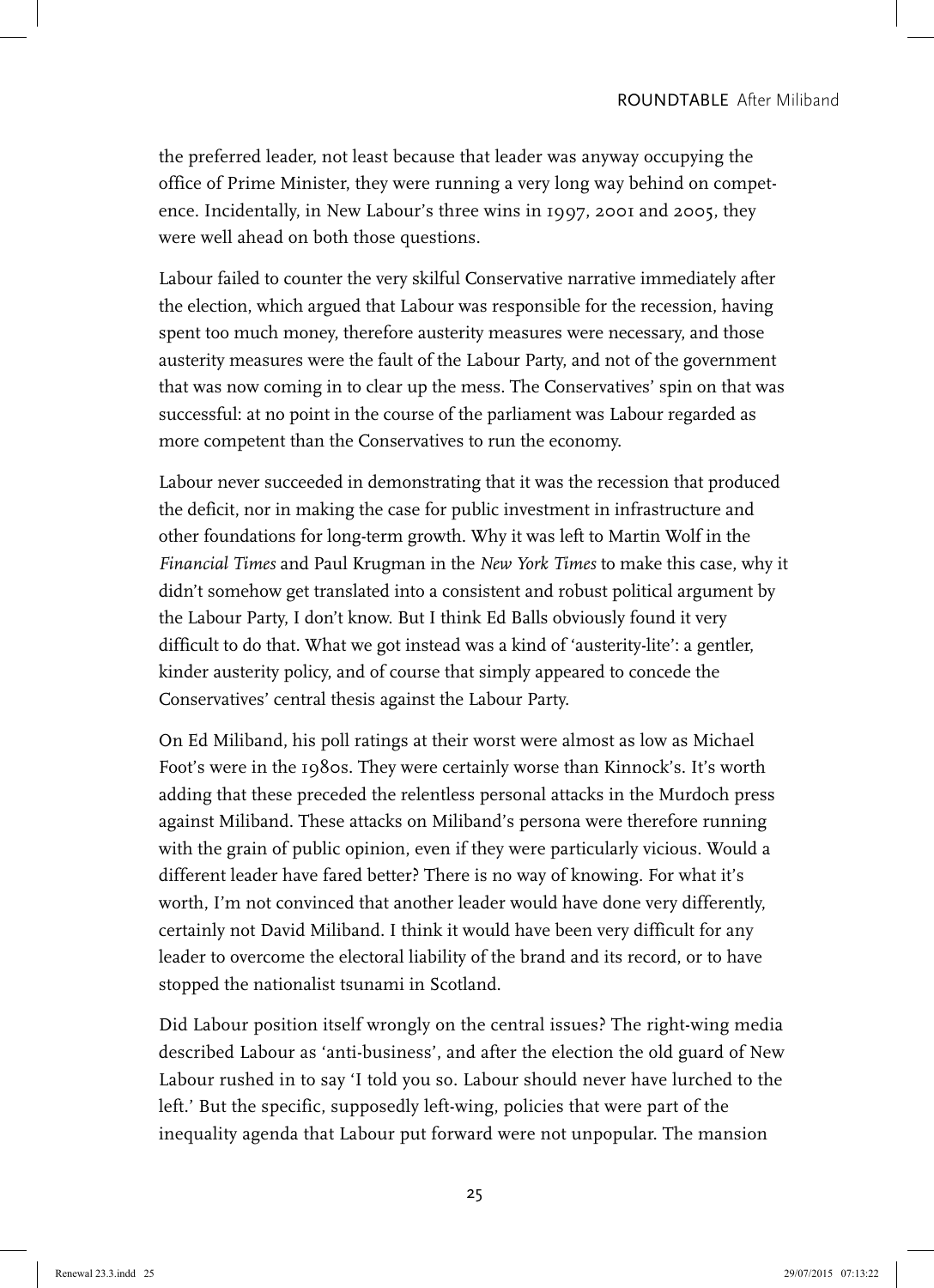the preferred leader, not least because that leader was anyway occupying the office of Prime Minister, they were running a very long way behind on competence. Incidentally, in New Labour's three wins in 1997, 2001 and 2005, they were well ahead on both those questions.

Labour failed to counter the very skilful Conservative narrative immediately after the election, which argued that Labour was responsible for the recession, having spent too much money, therefore austerity measures were necessary, and those austerity measures were the fault of the Labour Party, and not of the government that was now coming in to clear up the mess. The Conservatives' spin on that was successful: at no point in the course of the parliament was Labour regarded as more competent than the Conservatives to run the economy.

Labour never succeeded in demonstrating that it was the recession that produced the deficit, nor in making the case for public investment in infrastructure and other foundations for long-term growth. Why it was left to Martin Wolf in the *Financial Times* and Paul Krugman in the *New York Times* to make this case, why it didn't somehow get translated into a consistent and robust political argument by the Labour Party, I don't know. But I think Ed Balls obviously found it very difficult to do that. What we got instead was a kind of 'austerity-lite': a gentler, kinder austerity policy, and of course that simply appeared to concede the Conservatives' central thesis against the Labour Party.

On Ed Miliband, his poll ratings at their worst were almost as low as Michael Foot's were in the 1980s. They were certainly worse than Kinnock's. It's worth adding that these preceded the relentless personal attacks in the Murdoch press against Miliband. These attacks on Miliband's persona were therefore running with the grain of public opinion, even if they were particularly vicious. Would a different leader have fared better? There is no way of knowing. For what it's worth, I'm not convinced that another leader would have done very differently, certainly not David Miliband. I think it would have been very difficult for any leader to overcome the electoral liability of the brand and its record, or to have stopped the nationalist tsunami in Scotland.

Did Labour position itself wrongly on the central issues? The right-wing media described Labour as 'anti-business', and after the election the old guard of New Labour rushed in to say 'I told you so. Labour should never have lurched to the left.' But the specific, supposedly left-wing, policies that were part of the inequality agenda that Labour put forward were not unpopular. The mansion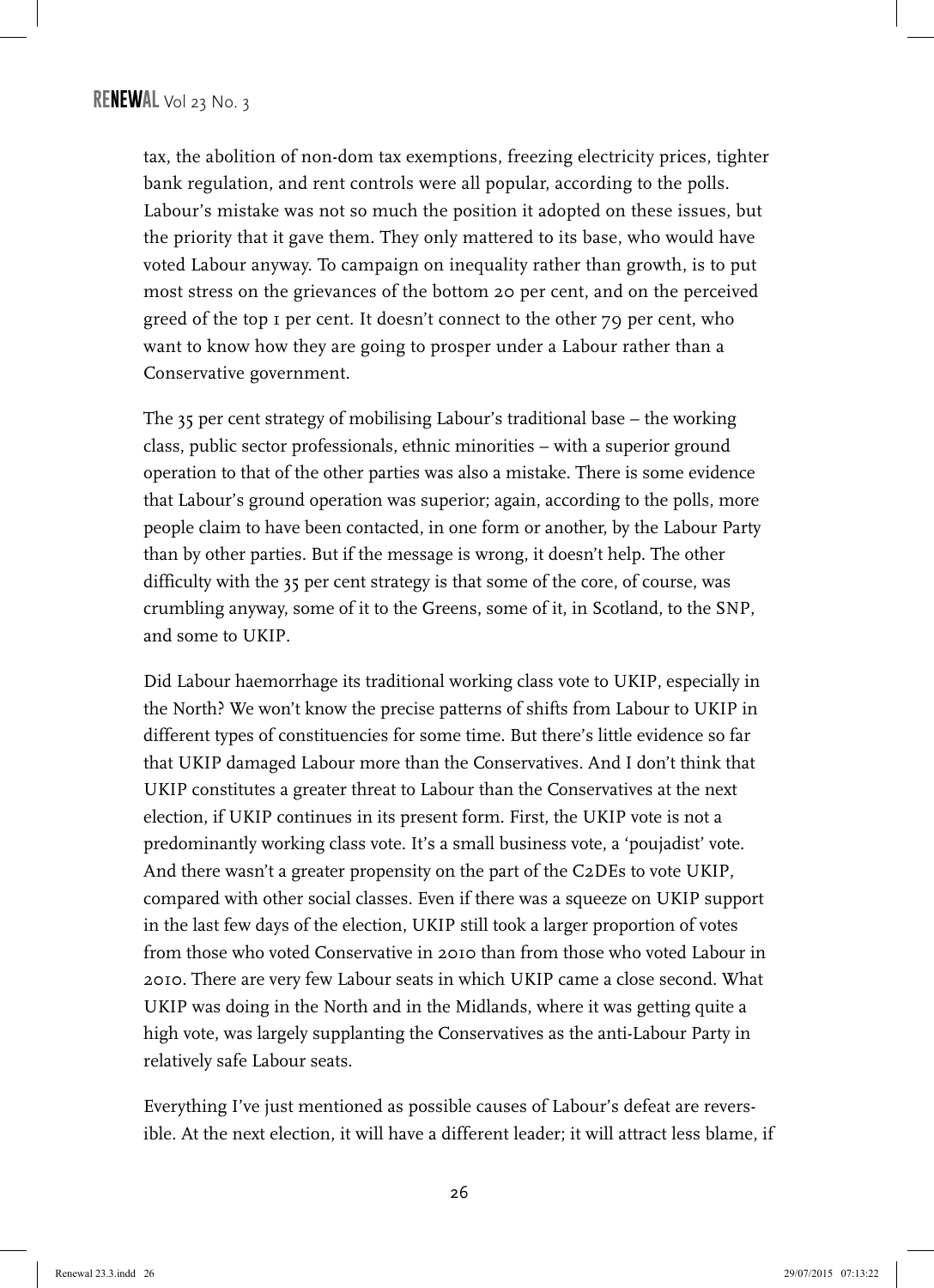tax, the abolition of non-dom tax exemptions, freezing electricity prices, tighter bank regulation, and rent controls were all popular, according to the polls. Labour's mistake was not so much the position it adopted on these issues, but the priority that it gave them. They only mattered to its base, who would have voted Labour anyway. To campaign on inequality rather than growth, is to put most stress on the grievances of the bottom 20 per cent, and on the perceived greed of the top 1 per cent. It doesn't connect to the other 79 per cent, who want to know how they are going to prosper under a Labour rather than a Conservative government.

The 35 per cent strategy of mobilising Labour's traditional base – the working class, public sector professionals, ethnic minorities – with a superior ground operation to that of the other parties was also a mistake. There is some evidence that Labour's ground operation was superior; again, according to the polls, more people claim to have been contacted, in one form or another, by the Labour Party than by other parties. But if the message is wrong, it doesn't help. The other difficulty with the 35 per cent strategy is that some of the core, of course, was crumbling anyway, some of it to the Greens, some of it, in Scotland, to the SNP, and some to UKIP.

Did Labour haemorrhage its traditional working class vote to UKIP, especially in the North? We won't know the precise patterns of shifts from Labour to UKIP in different types of constituencies for some time. But there's little evidence so far that UKIP damaged Labour more than the Conservatives. And I don't think that UKIP constitutes a greater threat to Labour than the Conservatives at the next election, if UKIP continues in its present form. First, the UKIP vote is not a predominantly working class vote. It's a small business vote, a 'poujadist' vote. And there wasn't a greater propensity on the part of the C2DEs to vote UKIP, compared with other social classes. Even if there was a squeeze on UKIP support in the last few days of the election, UKIP still took a larger proportion of votes from those who voted Conservative in 2010 than from those who voted Labour in 2010. There are very few Labour seats in which UKIP came a close second. What UKIP was doing in the North and in the Midlands, where it was getting quite a high vote, was largely supplanting the Conservatives as the anti-Labour Party in relatively safe Labour seats.

Everything I've just mentioned as possible causes of Labour's defeat are reversible. At the next election, it will have a different leader; it will attract less blame, if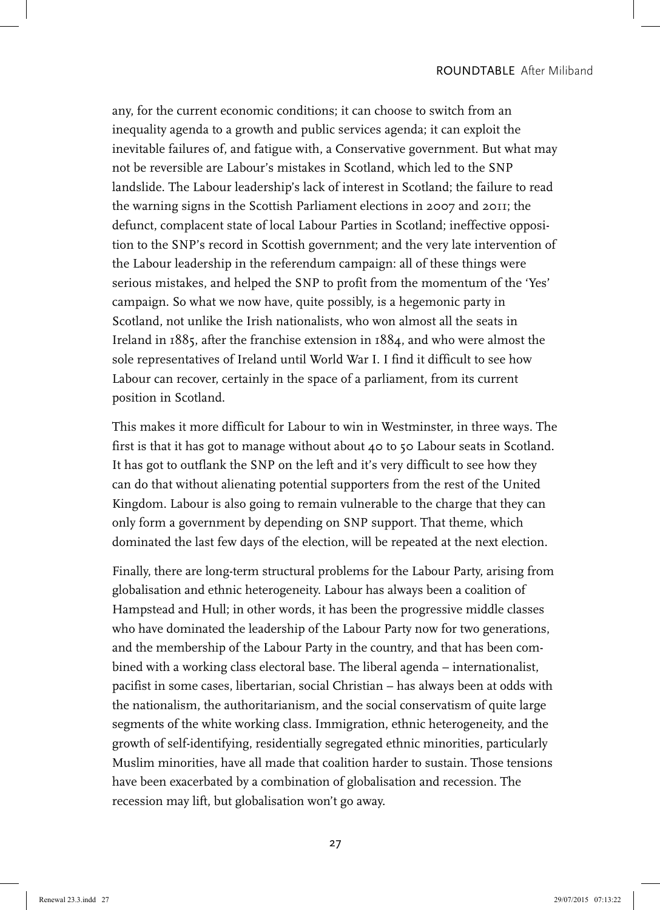any, for the current economic conditions; it can choose to switch from an inequality agenda to a growth and public services agenda; it can exploit the inevitable failures of, and fatigue with, a Conservative government. But what may not be reversible are Labour's mistakes in Scotland, which led to the SNP landslide. The Labour leadership's lack of interest in Scotland; the failure to read the warning signs in the Scottish Parliament elections in 2007 and 2011; the defunct, complacent state of local Labour Parties in Scotland; ineffective opposition to the SNP's record in Scottish government; and the very late intervention of the Labour leadership in the referendum campaign: all of these things were serious mistakes, and helped the SNP to profit from the momentum of the 'Yes' campaign. So what we now have, quite possibly, is a hegemonic party in Scotland, not unlike the Irish nationalists, who won almost all the seats in Ireland in 1885, after the franchise extension in 1884, and who were almost the sole representatives of Ireland until World War I. I find it difficult to see how Labour can recover, certainly in the space of a parliament, from its current position in Scotland.

This makes it more difficult for Labour to win in Westminster, in three ways. The first is that it has got to manage without about 40 to 50 Labour seats in Scotland. It has got to outflank the SNP on the left and it's very difficult to see how they can do that without alienating potential supporters from the rest of the United Kingdom. Labour is also going to remain vulnerable to the charge that they can only form a government by depending on SNP support. That theme, which dominated the last few days of the election, will be repeated at the next election.

Finally, there are long-term structural problems for the Labour Party, arising from globalisation and ethnic heterogeneity. Labour has always been a coalition of Hampstead and Hull; in other words, it has been the progressive middle classes who have dominated the leadership of the Labour Party now for two generations, and the membership of the Labour Party in the country, and that has been combined with a working class electoral base. The liberal agenda – internationalist, pacifist in some cases, libertarian, social Christian – has always been at odds with the nationalism, the authoritarianism, and the social conservatism of quite large segments of the white working class. Immigration, ethnic heterogeneity, and the growth of self-identifying, residentially segregated ethnic minorities, particularly Muslim minorities, have all made that coalition harder to sustain. Those tensions have been exacerbated by a combination of globalisation and recession. The recession may lift, but globalisation won't go away.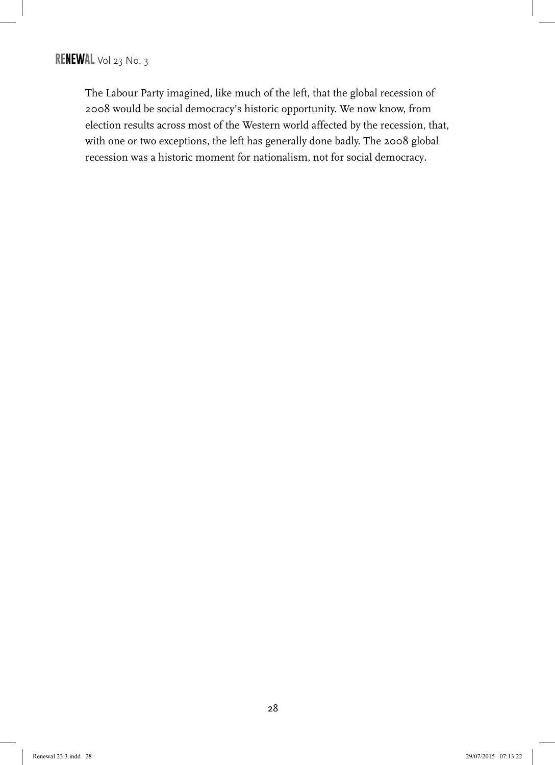The Labour Party imagined, like much of the left, that the global recession of 2008 would be social democracy's historic opportunity. We now know, from election results across most of the Western world affected by the recession, that, with one or two exceptions, the left has generally done badly. The 2008 global recession was a historic moment for nationalism, not for social democracy.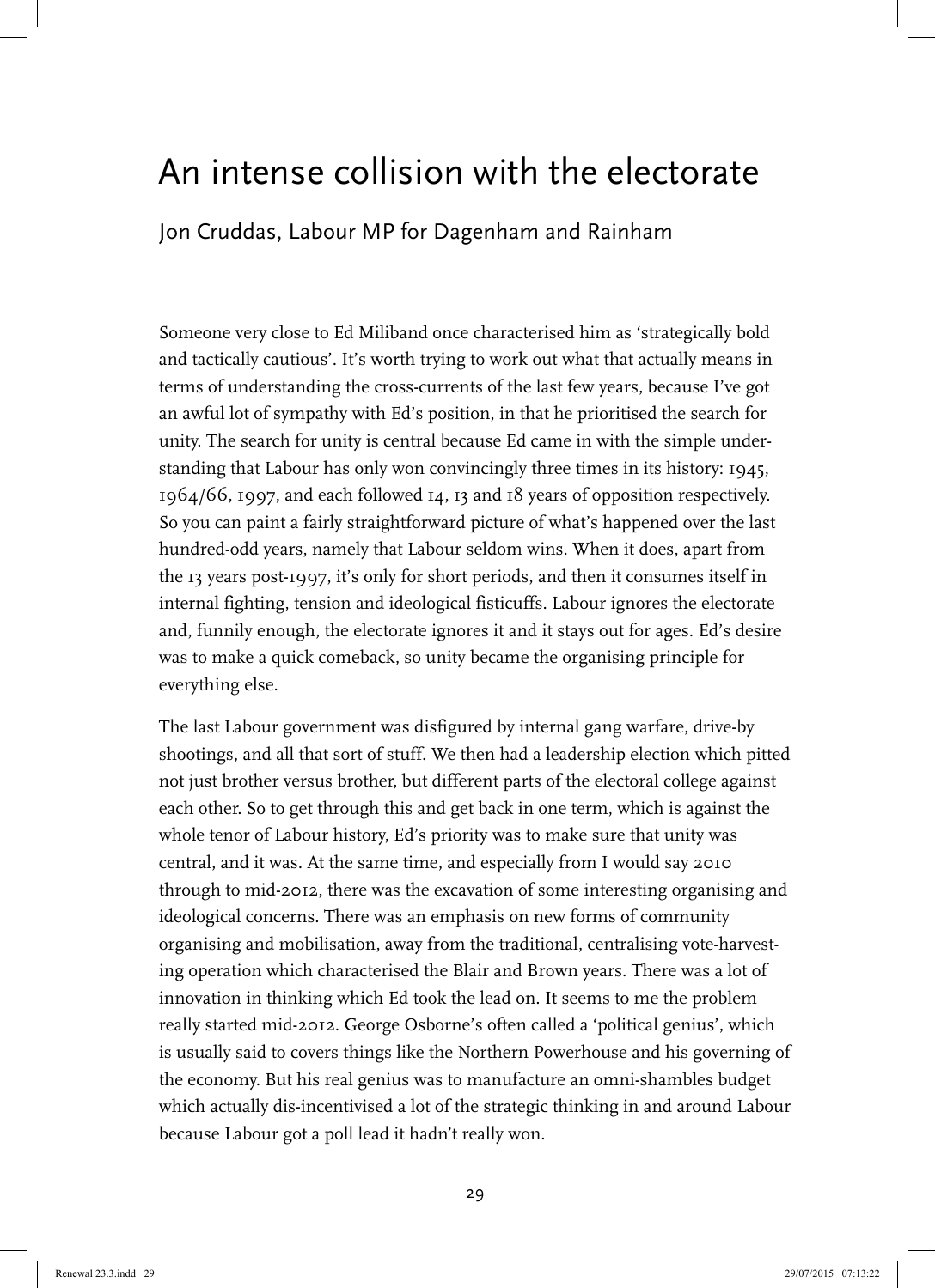# An intense collision with the electorate

Jon Cruddas, Labour MP for Dagenham and Rainham

Someone very close to Ed Miliband once characterised him as 'strategically bold and tactically cautious'. It's worth trying to work out what that actually means in terms of understanding the cross-currents of the last few years, because I've got an awful lot of sympathy with Ed's position, in that he prioritised the search for unity. The search for unity is central because Ed came in with the simple understanding that Labour has only won convincingly three times in its history: 1945, 1964/66, 1997, and each followed 14, 13 and 18 years of opposition respectively. So you can paint a fairly straightforward picture of what's happened over the last hundred-odd years, namely that Labour seldom wins. When it does, apart from the 13 years post-1997, it's only for short periods, and then it consumes itself in internal fighting, tension and ideological fisticuffs. Labour ignores the electorate and, funnily enough, the electorate ignores it and it stays out for ages. Ed's desire was to make a quick comeback, so unity became the organising principle for everything else.

The last Labour government was disfigured by internal gang warfare, drive-by shootings, and all that sort of stuff. We then had a leadership election which pitted not just brother versus brother, but different parts of the electoral college against each other. So to get through this and get back in one term, which is against the whole tenor of Labour history, Ed's priority was to make sure that unity was central, and it was. At the same time, and especially from I would say 2010 through to mid-2012, there was the excavation of some interesting organising and ideological concerns. There was an emphasis on new forms of community organising and mobilisation, away from the traditional, centralising vote-harvesting operation which characterised the Blair and Brown years. There was a lot of innovation in thinking which Ed took the lead on. It seems to me the problem really started mid-2012. George Osborne's often called a 'political genius', which is usually said to covers things like the Northern Powerhouse and his governing of the economy. But his real genius was to manufacture an omni-shambles budget which actually dis-incentivised a lot of the strategic thinking in and around Labour because Labour got a poll lead it hadn't really won.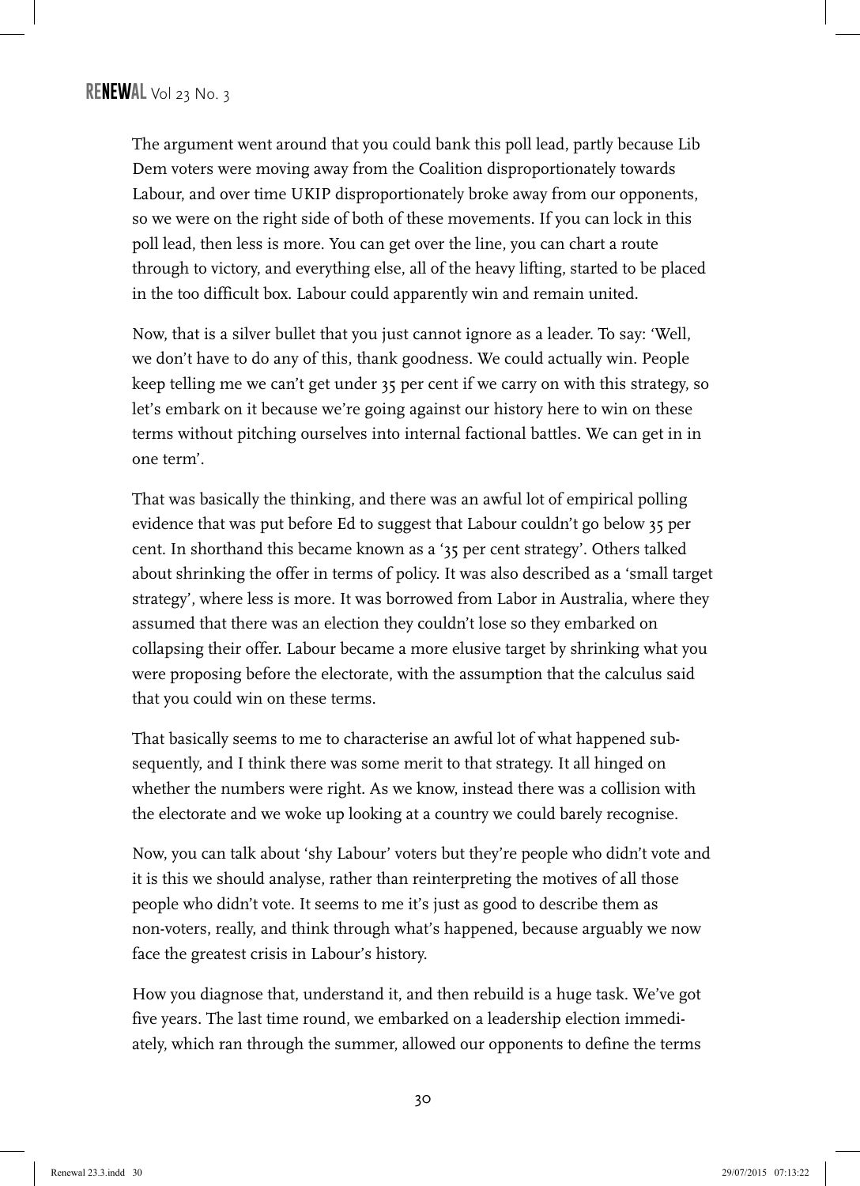The argument went around that you could bank this poll lead, partly because Lib Dem voters were moving away from the Coalition disproportionately towards Labour, and over time UKIP disproportionately broke away from our opponents, so we were on the right side of both of these movements. If you can lock in this poll lead, then less is more. You can get over the line, you can chart a route through to victory, and everything else, all of the heavy lifting, started to be placed in the too difficult box. Labour could apparently win and remain united.

Now, that is a silver bullet that you just cannot ignore as a leader. To say: 'Well, we don't have to do any of this, thank goodness. We could actually win. People keep telling me we can't get under 35 per cent if we carry on with this strategy, so let's embark on it because we're going against our history here to win on these terms without pitching ourselves into internal factional battles. We can get in in one term'.

That was basically the thinking, and there was an awful lot of empirical polling evidence that was put before Ed to suggest that Labour couldn't go below 35 per cent. In shorthand this became known as a '35 per cent strategy'. Others talked about shrinking the offer in terms of policy. It was also described as a 'small target strategy', where less is more. It was borrowed from Labor in Australia, where they assumed that there was an election they couldn't lose so they embarked on collapsing their offer. Labour became a more elusive target by shrinking what you were proposing before the electorate, with the assumption that the calculus said that you could win on these terms.

That basically seems to me to characterise an awful lot of what happened subsequently, and I think there was some merit to that strategy. It all hinged on whether the numbers were right. As we know, instead there was a collision with the electorate and we woke up looking at a country we could barely recognise.

Now, you can talk about 'shy Labour' voters but they're people who didn't vote and it is this we should analyse, rather than reinterpreting the motives of all those people who didn't vote. It seems to me it's just as good to describe them as non-voters, really, and think through what's happened, because arguably we now face the greatest crisis in Labour's history.

How you diagnose that, understand it, and then rebuild is a huge task. We've got five years. The last time round, we embarked on a leadership election immediately, which ran through the summer, allowed our opponents to define the terms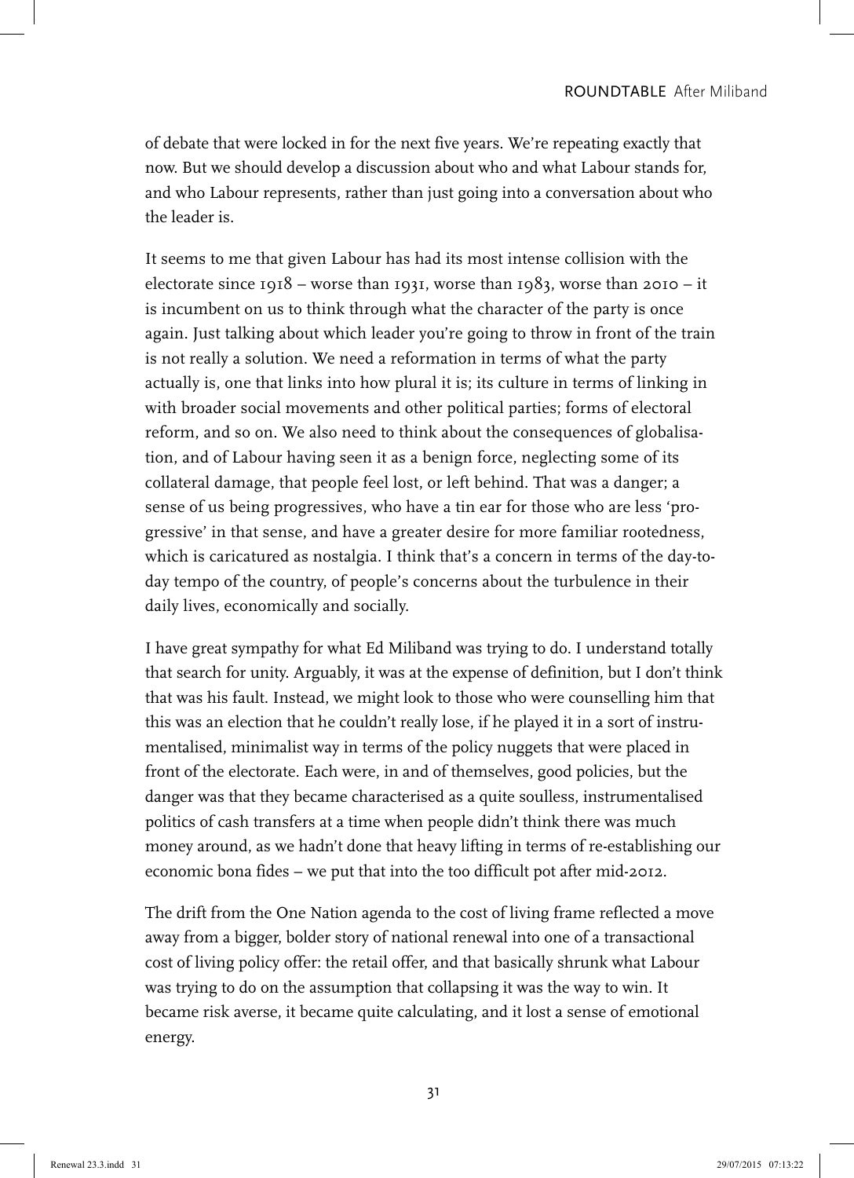of debate that were locked in for the next five years. We're repeating exactly that now. But we should develop a discussion about who and what Labour stands for, and who Labour represents, rather than just going into a conversation about who the leader is.

It seems to me that given Labour has had its most intense collision with the electorate since 1918 – worse than 1931, worse than 1983, worse than 2010 – it is incumbent on us to think through what the character of the party is once again. Just talking about which leader you're going to throw in front of the train is not really a solution. We need a reformation in terms of what the party actually is, one that links into how plural it is; its culture in terms of linking in with broader social movements and other political parties; forms of electoral reform, and so on. We also need to think about the consequences of globalisation, and of Labour having seen it as a benign force, neglecting some of its collateral damage, that people feel lost, or left behind. That was a danger; a sense of us being progressives, who have a tin ear for those who are less 'progressive' in that sense, and have a greater desire for more familiar rootedness, which is caricatured as nostalgia. I think that's a concern in terms of the day-to-day tempo of the country, of people's concerns about the turbulence in their daily lives, economically and socially.

I have great sympathy for what Ed Miliband was trying to do. I understand totally that search for unity. Arguably, it was at the expense of definition, but I don't think that was his fault. Instead, we might look to those who were counselling him that this was an election that he couldn't really lose, if he played it in a sort of instrumentalised, minimalist way in terms of the policy nuggets that were placed in front of the electorate. Each were, in and of themselves, good policies, but the danger was that they became characterised as a quite soulless, instrumentalised politics of cash transfers at a time when people didn't think there was much money around, as we hadn't done that heavy lifting in terms of re-establishing our economic bona fides – we put that into the too difficult pot after mid-2012.

The drift from the One Nation agenda to the cost of living frame reflected a move away from a bigger, bolder story of national renewal into one of a transactional cost of living policy offer: the retail offer, and that basically shrunk what Labour was trying to do on the assumption that collapsing it was the way to win. It became risk averse, it became quite calculating, and it lost a sense of emotional energy.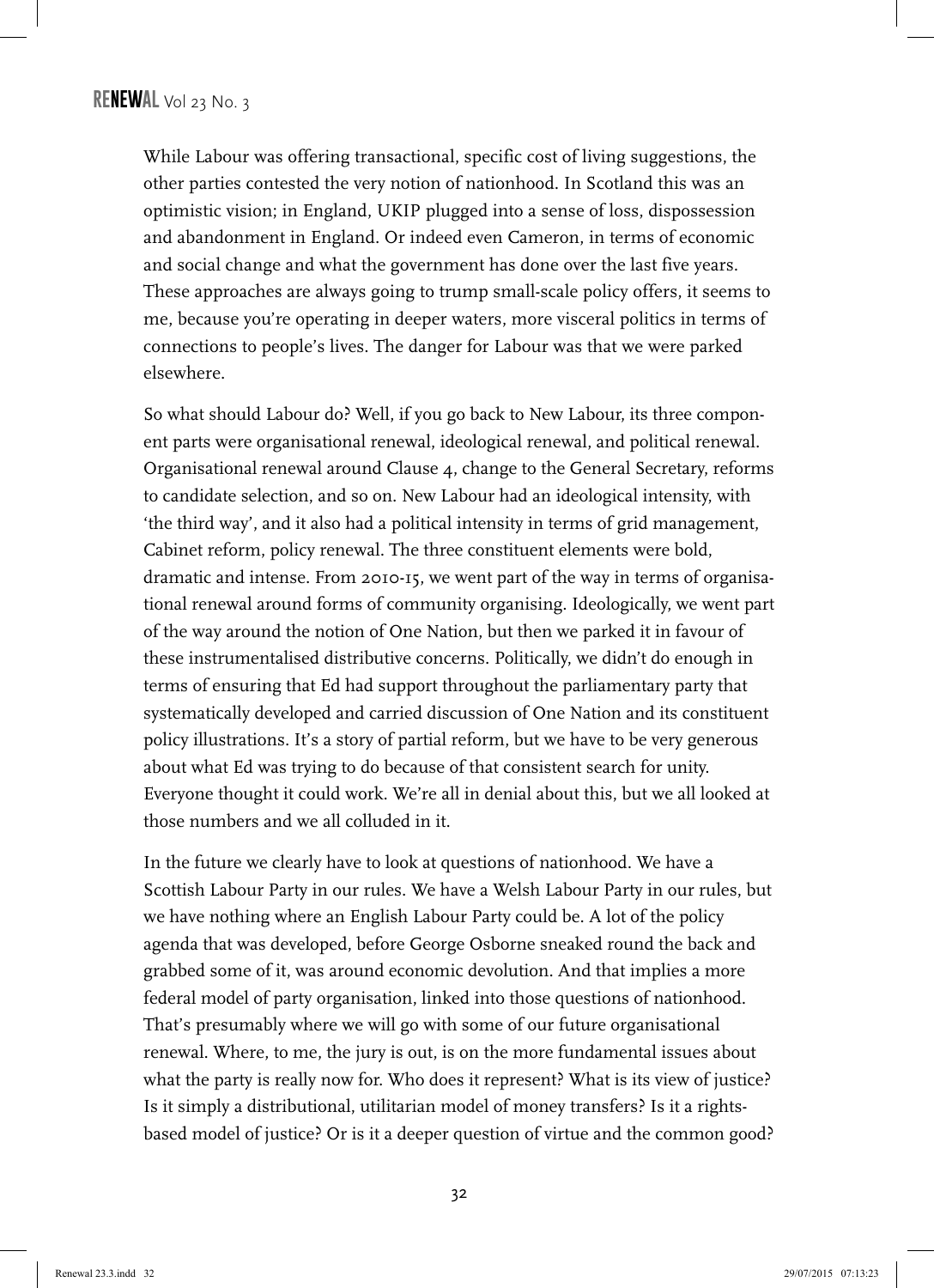While Labour was offering transactional, specific cost of living suggestions, the other parties contested the very notion of nationhood. In Scotland this was an optimistic vision; in England, UKIP plugged into a sense of loss, dispossession and abandonment in England. Or indeed even Cameron, in terms of economic and social change and what the government has done over the last five years. These approaches are always going to trump small-scale policy offers, it seems to me, because you're operating in deeper waters, more visceral politics in terms of connections to people's lives. The danger for Labour was that we were parked elsewhere.

So what should Labour do? Well, if you go back to New Labour, its three component parts were organisational renewal, ideological renewal, and political renewal. Organisational renewal around Clause 4, change to the General Secretary, reforms to candidate selection, and so on. New Labour had an ideological intensity, with 'the third way', and it also had a political intensity in terms of grid management, Cabinet reform, policy renewal. The three constituent elements were bold, dramatic and intense. From 2010-15, we went part of the way in terms of organisational renewal around forms of community organising. Ideologically, we went part of the way around the notion of One Nation, but then we parked it in favour of these instrumentalised distributive concerns. Politically, we didn't do enough in terms of ensuring that Ed had support throughout the parliamentary party that systematically developed and carried discussion of One Nation and its constituent policy illustrations. It's a story of partial reform, but we have to be very generous about what Ed was trying to do because of that consistent search for unity. Everyone thought it could work. We're all in denial about this, but we all looked at those numbers and we all colluded in it.

In the future we clearly have to look at questions of nationhood. We have a Scottish Labour Party in our rules. We have a Welsh Labour Party in our rules, but we have nothing where an English Labour Party could be. A lot of the policy agenda that was developed, before George Osborne sneaked round the back and grabbed some of it, was around economic devolution. And that implies a more federal model of party organisation, linked into those questions of nationhood. That's presumably where we will go with some of our future organisational renewal. Where, to me, the jury is out, is on the more fundamental issues about what the party is really now for. Who does it represent? What is its view of justice? Is it simply a distributional, utilitarian model of money transfers? Is it a rights-based model of justice? Or is it a deeper question of virtue and the common good?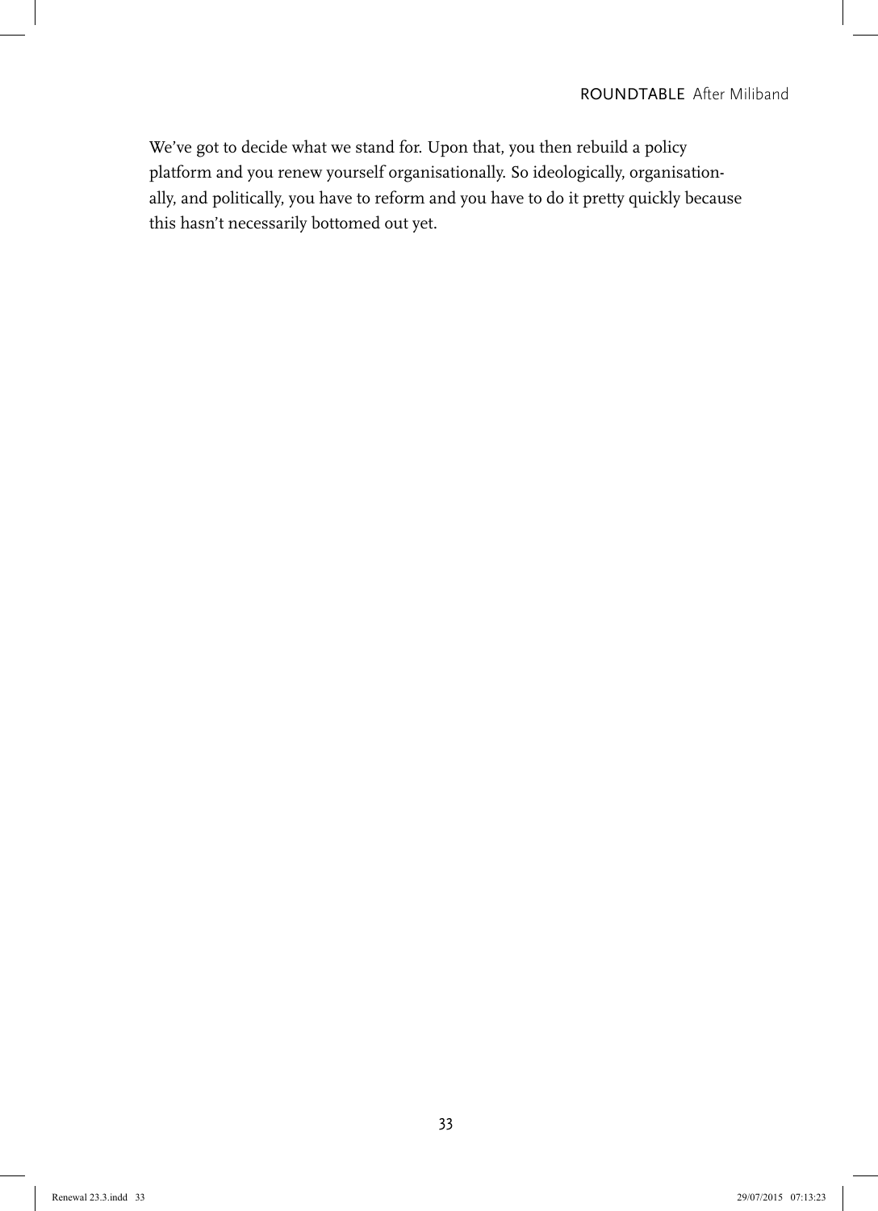We've got to decide what we stand for. Upon that, you then rebuild a policy platform and you renew yourself organisationally. So ideologically, organisationally, and politically, you have to reform and you have to do it pretty quickly because this hasn't necessarily bottomed out yet.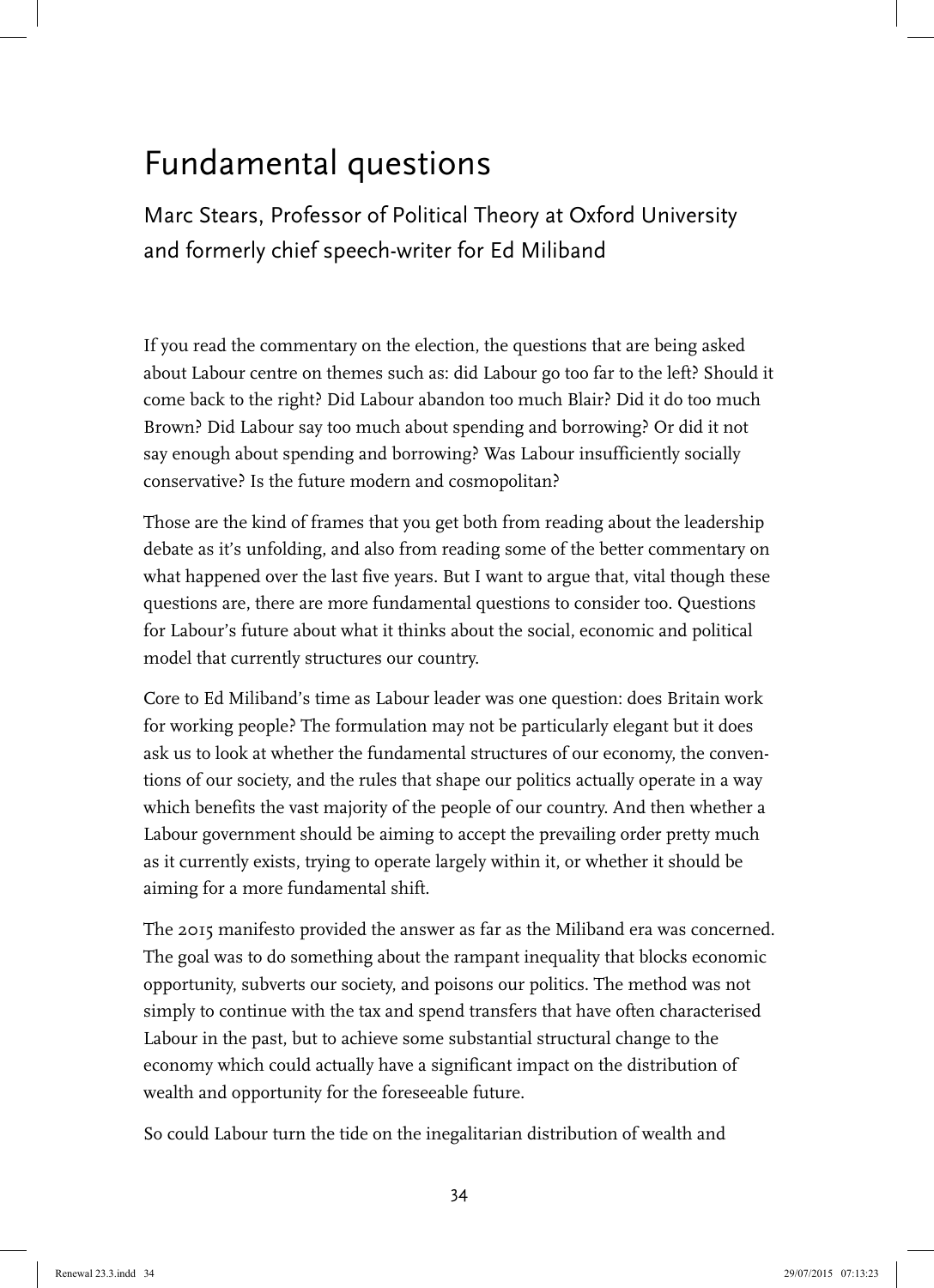# Fundamental questions

## Marc Stears, Professor of Political Theory at Oxford University and formerly chief speech-writer for Ed Miliband

If you read the commentary on the election, the questions that are being asked about Labour centre on themes such as: did Labour go too far to the left? Should it come back to the right? Did Labour abandon too much Blair? Did it do too much Brown? Did Labour say too much about spending and borrowing? Or did it not say enough about spending and borrowing? Was Labour insufficiently socially conservative? Is the future modern and cosmopolitan?

Those are the kind of frames that you get both from reading about the leadership debate as it's unfolding, and also from reading some of the better commentary on what happened over the last five years. But I want to argue that, vital though these questions are, there are more fundamental questions to consider too. Questions for Labour's future about what it thinks about the social, economic and political model that currently structures our country.

Core to Ed Miliband's time as Labour leader was one question: does Britain work for working people? The formulation may not be particularly elegant but it does ask us to look at whether the fundamental structures of our economy, the conventions of our society, and the rules that shape our politics actually operate in a way which benefits the vast majority of the people of our country. And then whether a Labour government should be aiming to accept the prevailing order pretty much as it currently exists, trying to operate largely within it, or whether it should be aiming for a more fundamental shift.

The 2015 manifesto provided the answer as far as the Miliband era was concerned. The goal was to do something about the rampant inequality that blocks economic opportunity, subverts our society, and poisons our politics. The method was not simply to continue with the tax and spend transfers that have often characterised Labour in the past, but to achieve some substantial structural change to the economy which could actually have a significant impact on the distribution of wealth and opportunity for the foreseeable future.

So could Labour turn the tide on the inegalitarian distribution of wealth and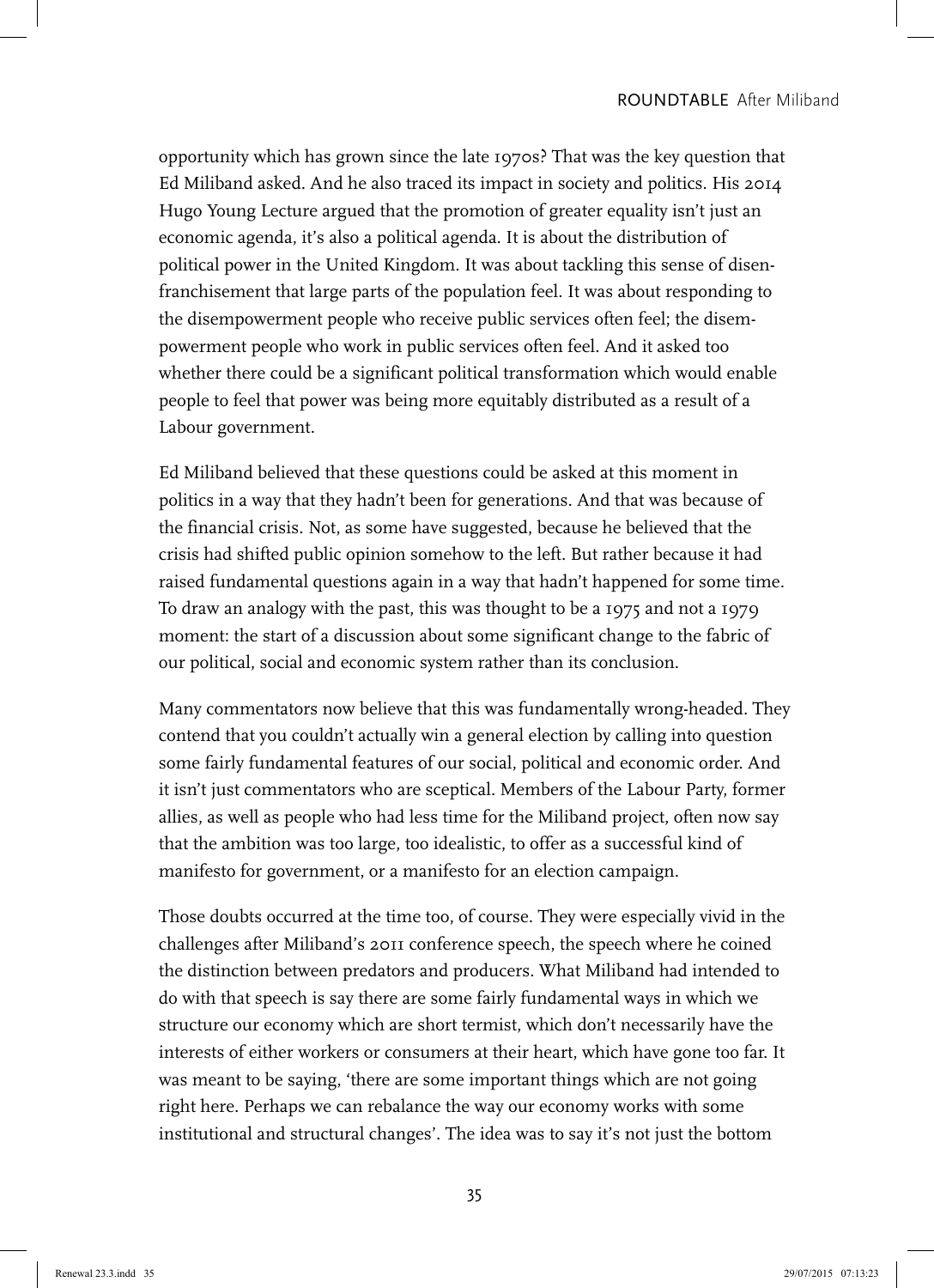opportunity which has grown since the late 1970s? That was the key question that Ed Miliband asked. And he also traced its impact in society and politics. His 2014 Hugo Young Lecture argued that the promotion of greater equality isn't just an economic agenda, it's also a political agenda. It is about the distribution of political power in the United Kingdom. It was about tackling this sense of disenfranchisement that large parts of the population feel. It was about responding to the disempowerment people who receive public services often feel; the disempowerment people who work in public services often feel. And it asked too whether there could be a significant political transformation which would enable people to feel that power was being more equitably distributed as a result of a Labour government.

Ed Miliband believed that these questions could be asked at this moment in politics in a way that they hadn't been for generations. And that was because of the financial crisis. Not, as some have suggested, because he believed that the crisis had shifted public opinion somehow to the left. But rather because it had raised fundamental questions again in a way that hadn't happened for some time. To draw an analogy with the past, this was thought to be a 1975 and not a 1979 moment: the start of a discussion about some significant change to the fabric of our political, social and economic system rather than its conclusion.

Many commentators now believe that this was fundamentally wrong-headed. They contend that you couldn't actually win a general election by calling into question some fairly fundamental features of our social, political and economic order. And it isn't just commentators who are sceptical. Members of the Labour Party, former allies, as well as people who had less time for the Miliband project, often now say that the ambition was too large, too idealistic, to offer as a successful kind of manifesto for government, or a manifesto for an election campaign.

Those doubts occurred at the time too, of course. They were especially vivid in the challenges after Miliband's 2011 conference speech, the speech where he coined the distinction between predators and producers. What Miliband had intended to do with that speech is say there are some fairly fundamental ways in which we structure our economy which are short termist, which don't necessarily have the interests of either workers or consumers at their heart, which have gone too far. It was meant to be saying, 'there are some important things which are not going right here. Perhaps we can rebalance the way our economy works with some institutional and structural changes'. The idea was to say it's not just the bottom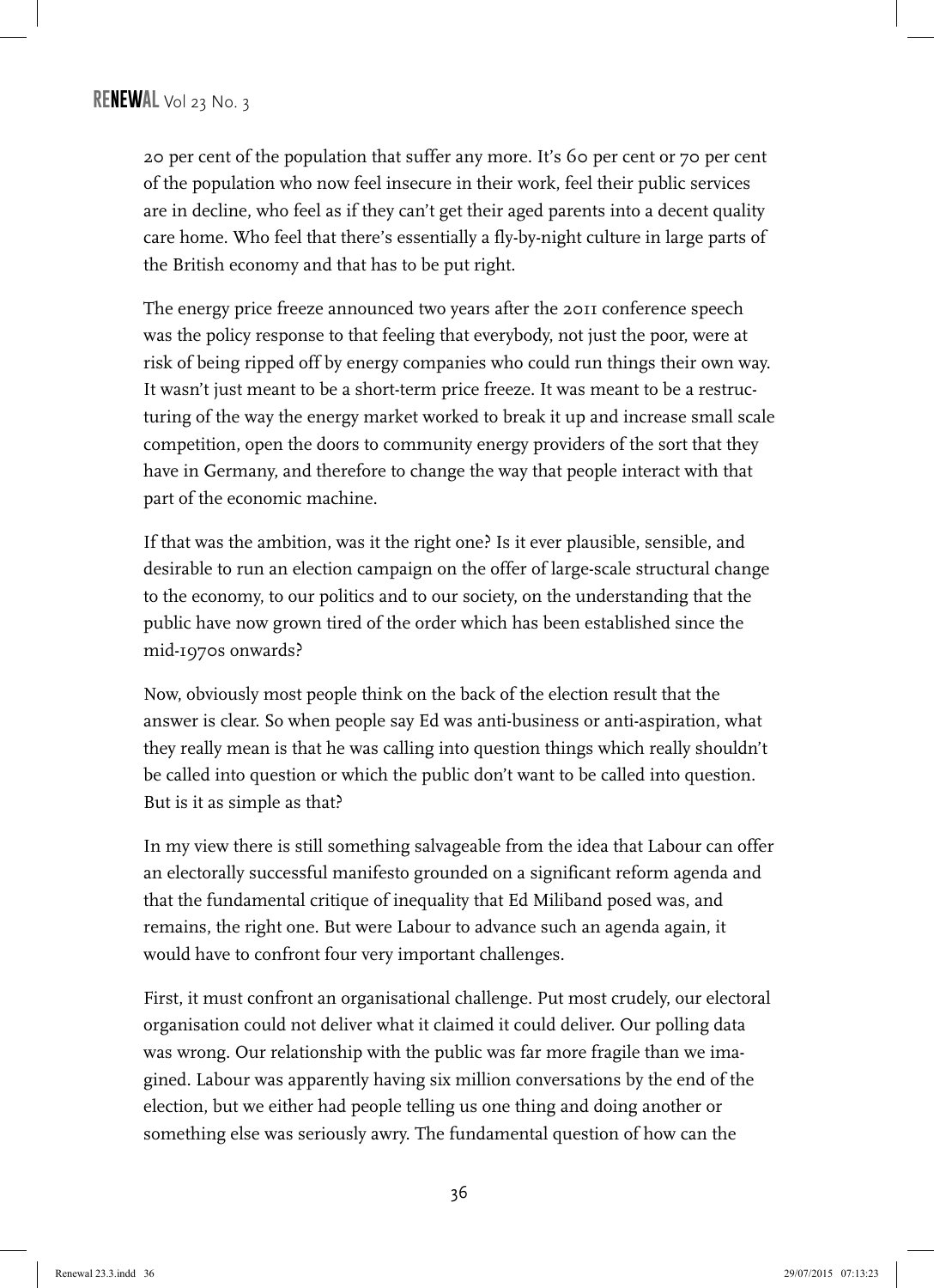20 per cent of the population that suffer any more. It's 60 per cent or 70 per cent of the population who now feel insecure in their work, feel their public services are in decline, who feel as if they can't get their aged parents into a decent quality care home. Who feel that there's essentially a fly-by-night culture in large parts of the British economy and that has to be put right.

The energy price freeze announced two years after the 2011 conference speech was the policy response to that feeling that everybody, not just the poor, were at risk of being ripped off by energy companies who could run things their own way. It wasn't just meant to be a short-term price freeze. It was meant to be a restructuring of the way the energy market worked to break it up and increase small scale competition, open the doors to community energy providers of the sort that they have in Germany, and therefore to change the way that people interact with that part of the economic machine.

If that was the ambition, was it the right one? Is it ever plausible, sensible, and desirable to run an election campaign on the offer of large-scale structural change to the economy, to our politics and to our society, on the understanding that the public have now grown tired of the order which has been established since the mid-1970s onwards?

Now, obviously most people think on the back of the election result that the answer is clear. So when people say Ed was anti-business or anti-aspiration, what they really mean is that he was calling into question things which really shouldn't be called into question or which the public don't want to be called into question. But is it as simple as that?

In my view there is still something salvageable from the idea that Labour can offer an electorally successful manifesto grounded on a significant reform agenda and that the fundamental critique of inequality that Ed Miliband posed was, and remains, the right one. But were Labour to advance such an agenda again, it would have to confront four very important challenges.

First, it must confront an organisational challenge. Put most crudely, our electoral organisation could not deliver what it claimed it could deliver. Our polling data was wrong. Our relationship with the public was far more fragile than we imagined. Labour was apparently having six million conversations by the end of the election, but we either had people telling us one thing and doing another or something else was seriously awry. The fundamental question of how can the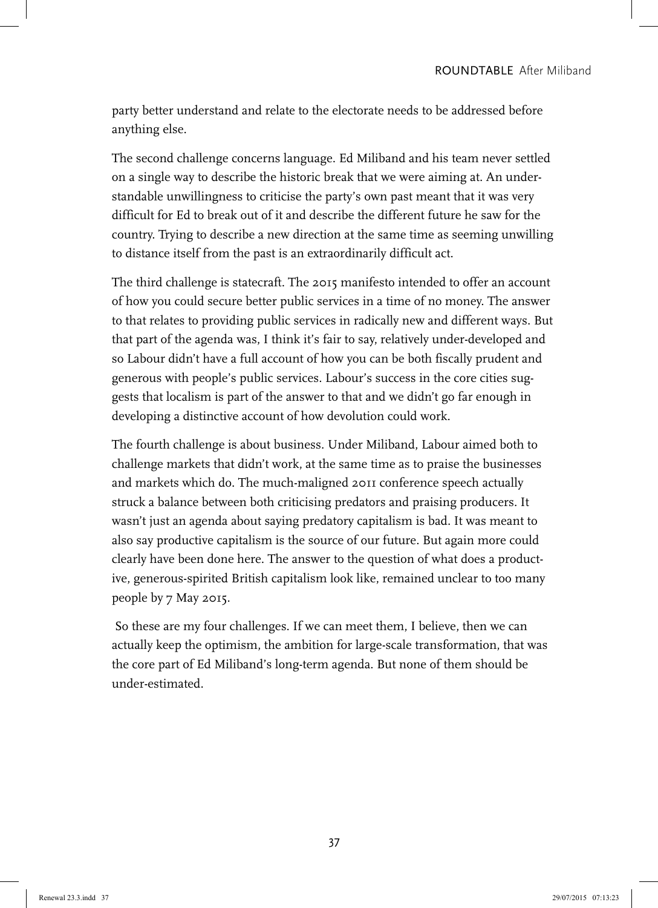party better understand and relate to the electorate needs to be addressed before anything else.

The second challenge concerns language. Ed Miliband and his team never settled on a single way to describe the historic break that we were aiming at. An understandable unwillingness to criticise the party's own past meant that it was very difficult for Ed to break out of it and describe the different future he saw for the country. Trying to describe a new direction at the same time as seeming unwilling to distance itself from the past is an extraordinarily difficult act.

The third challenge is statecraft. The 2015 manifesto intended to offer an account of how you could secure better public services in a time of no money. The answer to that relates to providing public services in radically new and different ways. But that part of the agenda was, I think it's fair to say, relatively under-developed and so Labour didn't have a full account of how you can be both fiscally prudent and generous with people's public services. Labour's success in the core cities suggests that localism is part of the answer to that and we didn't go far enough in developing a distinctive account of how devolution could work.

The fourth challenge is about business. Under Miliband, Labour aimed both to challenge markets that didn't work, at the same time as to praise the businesses and markets which do. The much-maligned 2011 conference speech actually struck a balance between both criticising predators and praising producers. It wasn't just an agenda about saying predatory capitalism is bad. It was meant to also say productive capitalism is the source of our future. But again more could clearly have been done here. The answer to the question of what does a productive, generous-spirited British capitalism look like, remained unclear to too many people by 7 May 2015.

So these are my four challenges. If we can meet them, I believe, then we can actually keep the optimism, the ambition for large-scale transformation, that was the core part of Ed Miliband's long-term agenda. But none of them should be under-estimated.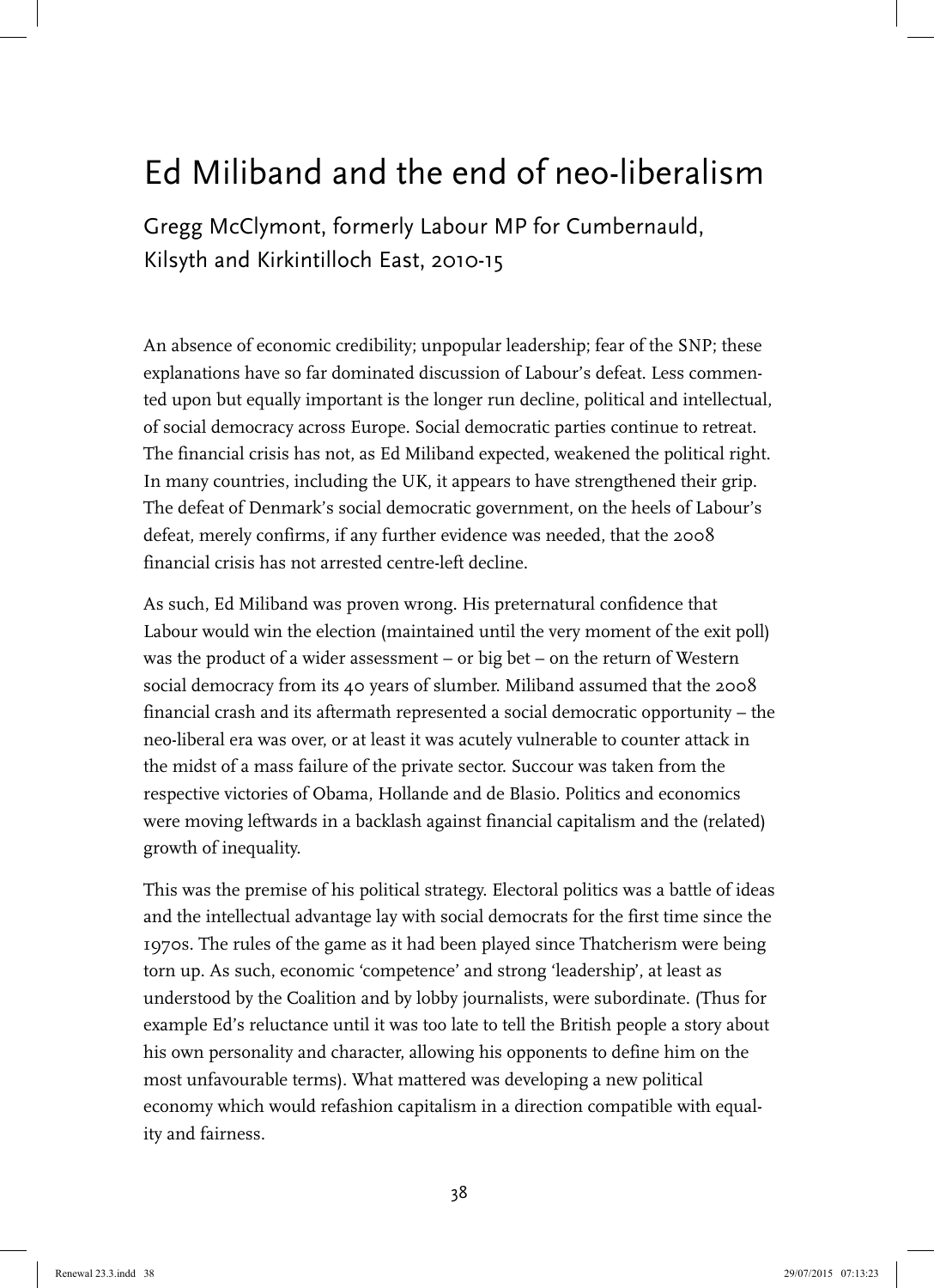# Ed Miliband and the end of neo-liberalism

Gregg McClymont, formerly Labour MP for Cumbernauld, Kilsyth and Kirkintilloch East, 2010-15

An absence of economic credibility; unpopular leadership; fear of the SNP; these explanations have so far dominated discussion of Labour's defeat. Less commented upon but equally important is the longer run decline, political and intellectual, of social democracy across Europe. Social democratic parties continue to retreat. The financial crisis has not, as Ed Miliband expected, weakened the political right. In many countries, including the UK, it appears to have strengthened their grip. The defeat of Denmark's social democratic government, on the heels of Labour's defeat, merely confirms, if any further evidence was needed, that the 2008 financial crisis has not arrested centre-left decline.

As such, Ed Miliband was proven wrong. His preternatural confidence that Labour would win the election (maintained until the very moment of the exit poll) was the product of a wider assessment – or big bet – on the return of Western social democracy from its 40 years of slumber. Miliband assumed that the 2008 financial crash and its aftermath represented a social democratic opportunity – the neo-liberal era was over, or at least it was acutely vulnerable to counter attack in the midst of a mass failure of the private sector. Succour was taken from the respective victories of Obama, Hollande and de Blasio. Politics and economics were moving leftwards in a backlash against financial capitalism and the (related) growth of inequality.

This was the premise of his political strategy. Electoral politics was a battle of ideas and the intellectual advantage lay with social democrats for the first time since the 1970s. The rules of the game as it had been played since Thatcherism were being torn up. As such, economic 'competence' and strong 'leadership', at least as understood by the Coalition and by lobby journalists, were subordinate. (Thus for example Ed's reluctance until it was too late to tell the British people a story about his own personality and character, allowing his opponents to define him on the most unfavourable terms). What mattered was developing a new political economy which would refashion capitalism in a direction compatible with equality and fairness.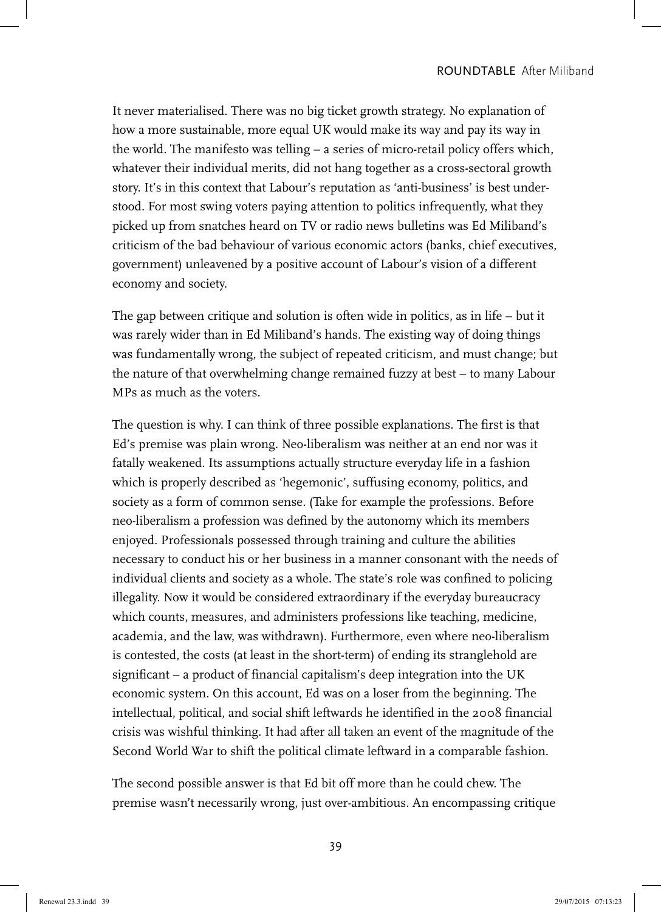It never materialised. There was no big ticket growth strategy. No explanation of how a more sustainable, more equal UK would make its way and pay its way in the world. The manifesto was telling – a series of micro-retail policy offers which, whatever their individual merits, did not hang together as a cross-sectoral growth story. It's in this context that Labour's reputation as 'anti-business' is best understood. For most swing voters paying attention to politics infrequently, what they picked up from snatches heard on TV or radio news bulletins was Ed Miliband's criticism of the bad behaviour of various economic actors (banks, chief executives, government) unleavened by a positive account of Labour's vision of a different economy and society.

The gap between critique and solution is often wide in politics, as in life – but it was rarely wider than in Ed Miliband's hands. The existing way of doing things was fundamentally wrong, the subject of repeated criticism, and must change; but the nature of that overwhelming change remained fuzzy at best – to many Labour MPs as much as the voters.

The question is why. I can think of three possible explanations. The first is that Ed's premise was plain wrong. Neo-liberalism was neither at an end nor was it fatally weakened. Its assumptions actually structure everyday life in a fashion which is properly described as 'hegemonic', suffusing economy, politics, and society as a form of common sense. (Take for example the professions. Before neo-liberalism a profession was defined by the autonomy which its members enjoyed. Professionals possessed through training and culture the abilities necessary to conduct his or her business in a manner consonant with the needs of individual clients and society as a whole. The state's role was confined to policing illegality. Now it would be considered extraordinary if the everyday bureaucracy which counts, measures, and administers professions like teaching, medicine, academia, and the law, was withdrawn). Furthermore, even where neo-liberalism is contested, the costs (at least in the short-term) of ending its stranglehold are significant – a product of financial capitalism's deep integration into the UK economic system. On this account, Ed was on a loser from the beginning. The intellectual, political, and social shift leftwards he identified in the 2008 financial crisis was wishful thinking. It had after all taken an event of the magnitude of the Second World War to shift the political climate leftward in a comparable fashion.

The second possible answer is that Ed bit off more than he could chew. The premise wasn't necessarily wrong, just over-ambitious. An encompassing critique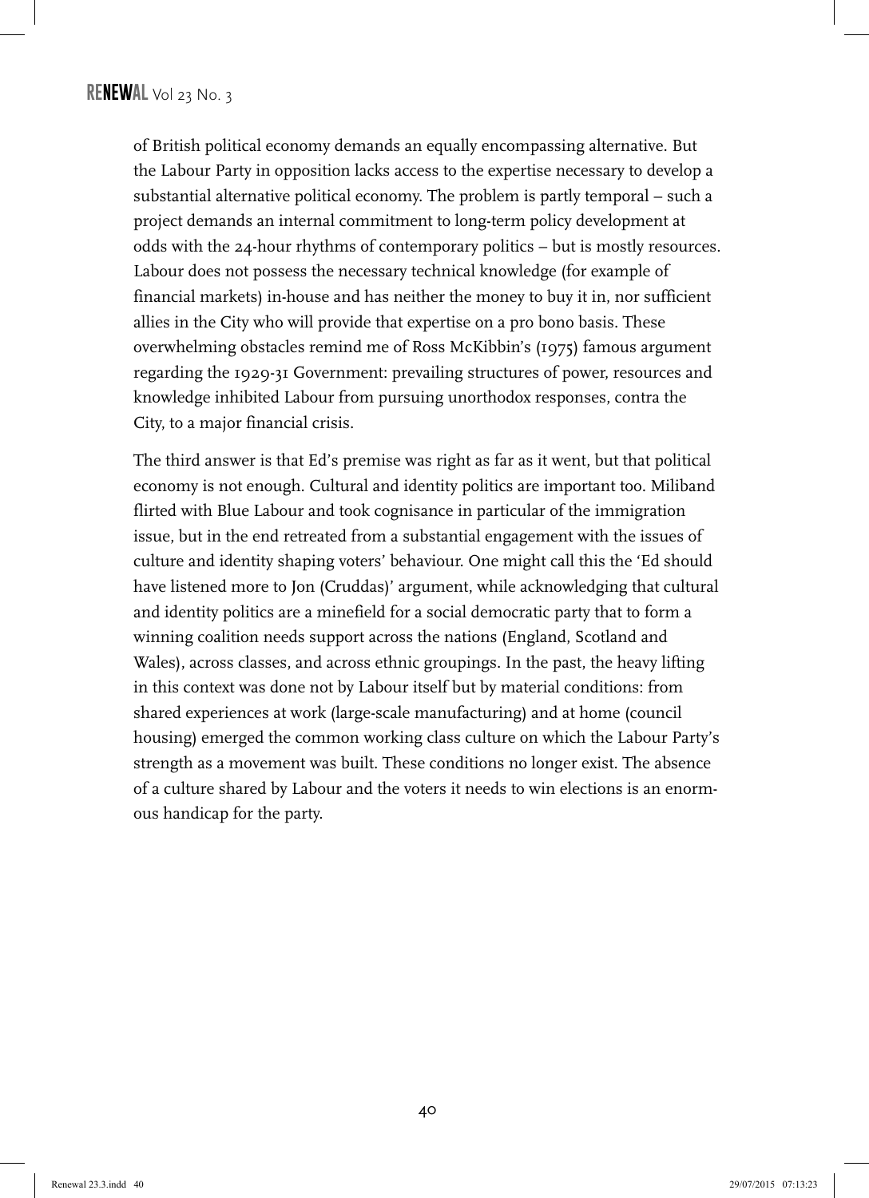of British political economy demands an equally encompassing alternative. But the Labour Party in opposition lacks access to the expertise necessary to develop a substantial alternative political economy. The problem is partly temporal – such a project demands an internal commitment to long-term policy development at odds with the 24-hour rhythms of contemporary politics – but is mostly resources. Labour does not possess the necessary technical knowledge (for example of financial markets) in-house and has neither the money to buy it in, nor sufficient allies in the City who will provide that expertise on a pro bono basis. These overwhelming obstacles remind me of Ross McKibbin's (1975) famous argument regarding the 1929-31 Government: prevailing structures of power, resources and knowledge inhibited Labour from pursuing unorthodox responses, contra the City, to a major financial crisis.

The third answer is that Ed's premise was right as far as it went, but that political economy is not enough. Cultural and identity politics are important too. Miliband flirted with Blue Labour and took cognisance in particular of the immigration issue, but in the end retreated from a substantial engagement with the issues of culture and identity shaping voters' behaviour. One might call this the 'Ed should have listened more to Jon (Cruddas)' argument, while acknowledging that cultural and identity politics are a minefield for a social democratic party that to form a winning coalition needs support across the nations (England, Scotland and Wales), across classes, and across ethnic groupings. In the past, the heavy lifting in this context was done not by Labour itself but by material conditions: from shared experiences at work (large-scale manufacturing) and at home (council housing) emerged the common working class culture on which the Labour Party's strength as a movement was built. These conditions no longer exist. The absence of a culture shared by Labour and the voters it needs to win elections is an enormous handicap for the party.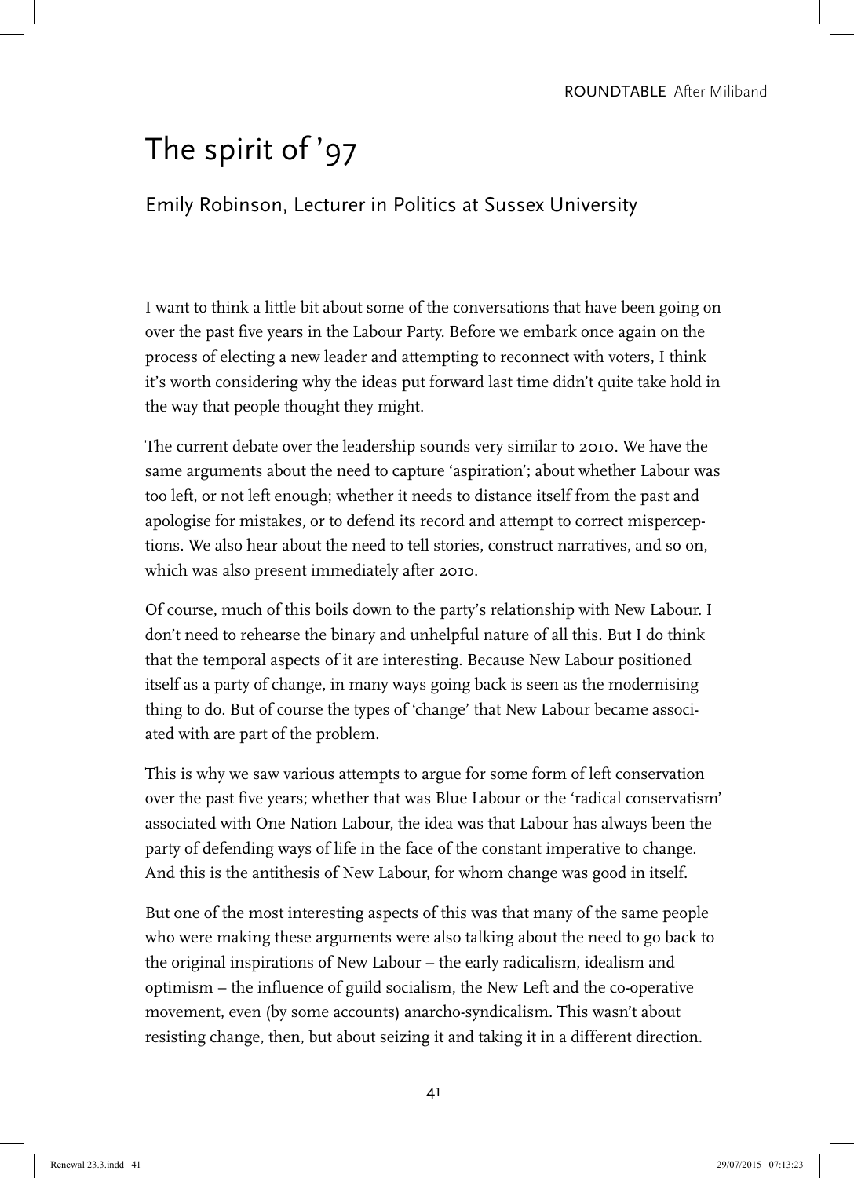# The spirit of '97

## Emily Robinson, Lecturer in Politics at Sussex University

I want to think a little bit about some of the conversations that have been going on over the past five years in the Labour Party. Before we embark once again on the process of electing a new leader and attempting to reconnect with voters, I think it's worth considering why the ideas put forward last time didn't quite take hold in the way that people thought they might.

The current debate over the leadership sounds very similar to 2010. We have the same arguments about the need to capture 'aspiration'; about whether Labour was too left, or not left enough; whether it needs to distance itself from the past and apologise for mistakes, or to defend its record and attempt to correct misperceptions. We also hear about the need to tell stories, construct narratives, and so on, which was also present immediately after 2010.

Of course, much of this boils down to the party's relationship with New Labour. I don't need to rehearse the binary and unhelpful nature of all this. But I do think that the temporal aspects of it are interesting. Because New Labour positioned itself as a party of change, in many ways going back is seen as the modernising thing to do. But of course the types of 'change' that New Labour became associated with are part of the problem.

This is why we saw various attempts to argue for some form of left conservation over the past five years; whether that was Blue Labour or the 'radical conservatism' associated with One Nation Labour, the idea was that Labour has always been the party of defending ways of life in the face of the constant imperative to change. And this is the antithesis of New Labour, for whom change was good in itself.

But one of the most interesting aspects of this was that many of the same people who were making these arguments were also talking about the need to go back to the original inspirations of New Labour – the early radicalism, idealism and optimism – the influence of guild socialism, the New Left and the co-operative movement, even (by some accounts) anarcho-syndicalism. This wasn't about resisting change, then, but about seizing it and taking it in a different direction.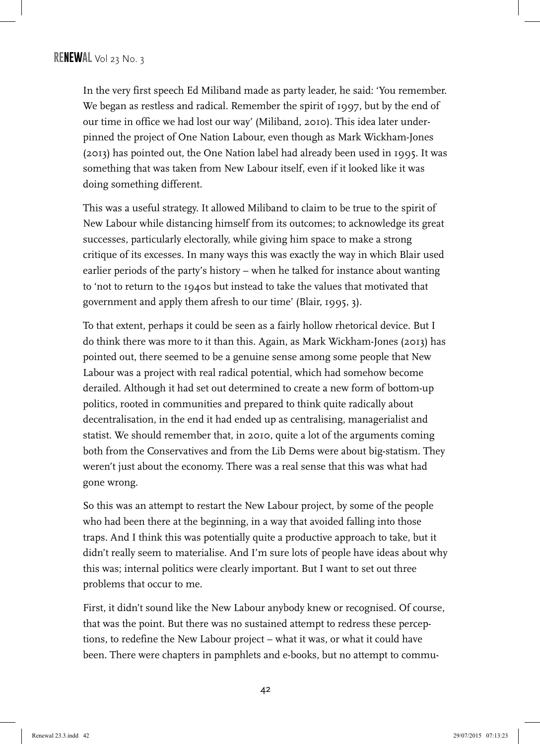In the very first speech Ed Miliband made as party leader, he said: 'You remember. We began as restless and radical. Remember the spirit of 1997, but by the end of our time in office we had lost our way' (Miliband, 2010). This idea later underpinned the project of One Nation Labour, even though as Mark Wickham-Jones (2013) has pointed out, the One Nation label had already been used in 1995. It was something that was taken from New Labour itself, even if it looked like it was doing something different.

This was a useful strategy. It allowed Miliband to claim to be true to the spirit of New Labour while distancing himself from its outcomes; to acknowledge its great successes, particularly electorally, while giving him space to make a strong critique of its excesses. In many ways this was exactly the way in which Blair used earlier periods of the party's history – when he talked for instance about wanting to 'not to return to the 1940s but instead to take the values that motivated that government and apply them afresh to our time' (Blair, 1995, 3).

To that extent, perhaps it could be seen as a fairly hollow rhetorical device. But I do think there was more to it than this. Again, as Mark Wickham-Jones (2013) has pointed out, there seemed to be a genuine sense among some people that New Labour was a project with real radical potential, which had somehow become derailed. Although it had set out determined to create a new form of bottom-up politics, rooted in communities and prepared to think quite radically about decentralisation, in the end it had ended up as centralising, managerialist and statist. We should remember that, in 2010, quite a lot of the arguments coming both from the Conservatives and from the Lib Dems were about big-statism. They weren't just about the economy. There was a real sense that this was what had gone wrong.

So this was an attempt to restart the New Labour project, by some of the people who had been there at the beginning, in a way that avoided falling into those traps. And I think this was potentially quite a productive approach to take, but it didn't really seem to materialise. And I'm sure lots of people have ideas about why this was; internal politics were clearly important. But I want to set out three problems that occur to me.

First, it didn't sound like the New Labour anybody knew or recognised. Of course, that was the point. But there was no sustained attempt to redress these perceptions, to redefine the New Labour project – what it was, or what it could have been. There were chapters in pamphlets and e-books, but no attempt to commu-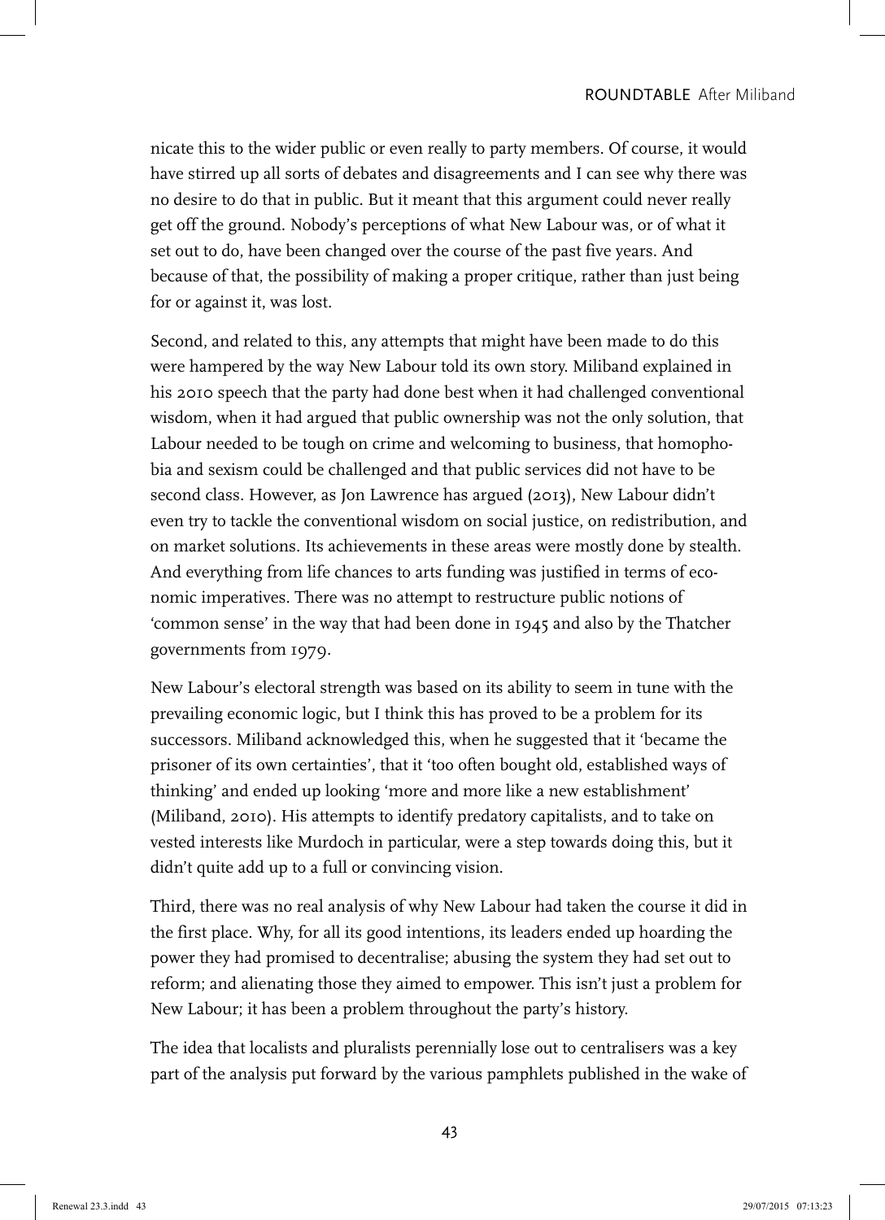nicate this to the wider public or even really to party members. Of course, it would have stirred up all sorts of debates and disagreements and I can see why there was no desire to do that in public. But it meant that this argument could never really get off the ground. Nobody's perceptions of what New Labour was, or of what it set out to do, have been changed over the course of the past five years. And because of that, the possibility of making a proper critique, rather than just being for or against it, was lost.

Second, and related to this, any attempts that might have been made to do this were hampered by the way New Labour told its own story. Miliband explained in his 2010 speech that the party had done best when it had challenged conventional wisdom, when it had argued that public ownership was not the only solution, that Labour needed to be tough on crime and welcoming to business, that homophobia and sexism could be challenged and that public services did not have to be second class. However, as Jon Lawrence has argued (2013), New Labour didn't even try to tackle the conventional wisdom on social justice, on redistribution, and on market solutions. Its achievements in these areas were mostly done by stealth. And everything from life chances to arts funding was justified in terms of economic imperatives. There was no attempt to restructure public notions of 'common sense' in the way that had been done in 1945 and also by the Thatcher governments from 1979.

New Labour's electoral strength was based on its ability to seem in tune with the prevailing economic logic, but I think this has proved to be a problem for its successors. Miliband acknowledged this, when he suggested that it 'became the prisoner of its own certainties', that it 'too often bought old, established ways of thinking' and ended up looking 'more and more like a new establishment' (Miliband, 2010). His attempts to identify predatory capitalists, and to take on vested interests like Murdoch in particular, were a step towards doing this, but it didn't quite add up to a full or convincing vision.

Third, there was no real analysis of why New Labour had taken the course it did in the first place. Why, for all its good intentions, its leaders ended up hoarding the power they had promised to decentralise; abusing the system they had set out to reform; and alienating those they aimed to empower. This isn't just a problem for New Labour; it has been a problem throughout the party's history.

The idea that localists and pluralists perennially lose out to centralisers was a key part of the analysis put forward by the various pamphlets published in the wake of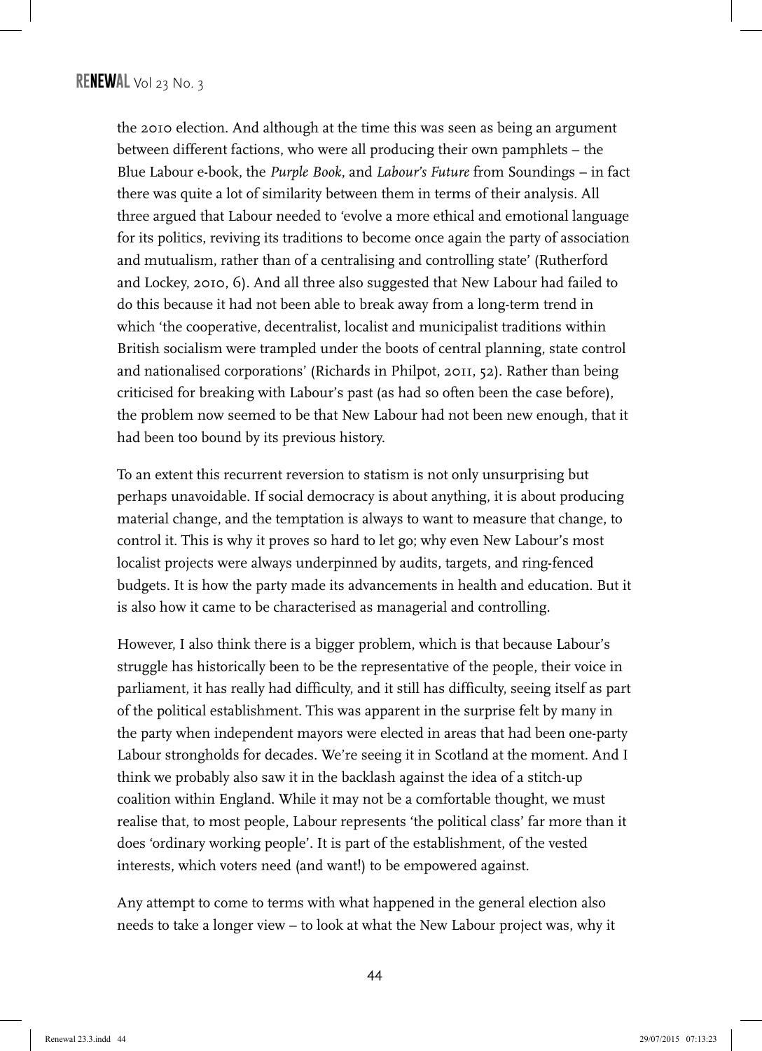the 2010 election. And although at the time this was seen as being an argument between different factions, who were all producing their own pamphlets – the Blue Labour e-book, the *Purple Book*, and *Labour's Future* from Soundings – in fact there was quite a lot of similarity between them in terms of their analysis. All three argued that Labour needed to 'evolve a more ethical and emotional language for its politics, reviving its traditions to become once again the party of association and mutualism, rather than of a centralising and controlling state' (Rutherford and Lockey, 2010, 6). And all three also suggested that New Labour had failed to do this because it had not been able to break away from a long-term trend in which 'the cooperative, decentralist, localist and municipalist traditions within British socialism were trampled under the boots of central planning, state control and nationalised corporations' (Richards in Philpot, 2011, 52). Rather than being criticised for breaking with Labour's past (as had so often been the case before), the problem now seemed to be that New Labour had not been new enough, that it had been too bound by its previous history.

To an extent this recurrent reversion to statism is not only unsurprising but perhaps unavoidable. If social democracy is about anything, it is about producing material change, and the temptation is always to want to measure that change, to control it. This is why it proves so hard to let go; why even New Labour's most localist projects were always underpinned by audits, targets, and ring-fenced budgets. It is how the party made its advancements in health and education. But it is also how it came to be characterised as managerial and controlling.

However, I also think there is a bigger problem, which is that because Labour's struggle has historically been to be the representative of the people, their voice in parliament, it has really had difficulty, and it still has difficulty, seeing itself as part of the political establishment. This was apparent in the surprise felt by many in the party when independent mayors were elected in areas that had been one-party Labour strongholds for decades. We're seeing it in Scotland at the moment. And I think we probably also saw it in the backlash against the idea of a stitch-up coalition within England. While it may not be a comfortable thought, we must realise that, to most people, Labour represents 'the political class' far more than it does 'ordinary working people'. It is part of the establishment, of the vested interests, which voters need (and want!) to be empowered against.

Any attempt to come to terms with what happened in the general election also needs to take a longer view – to look at what the New Labour project was, why it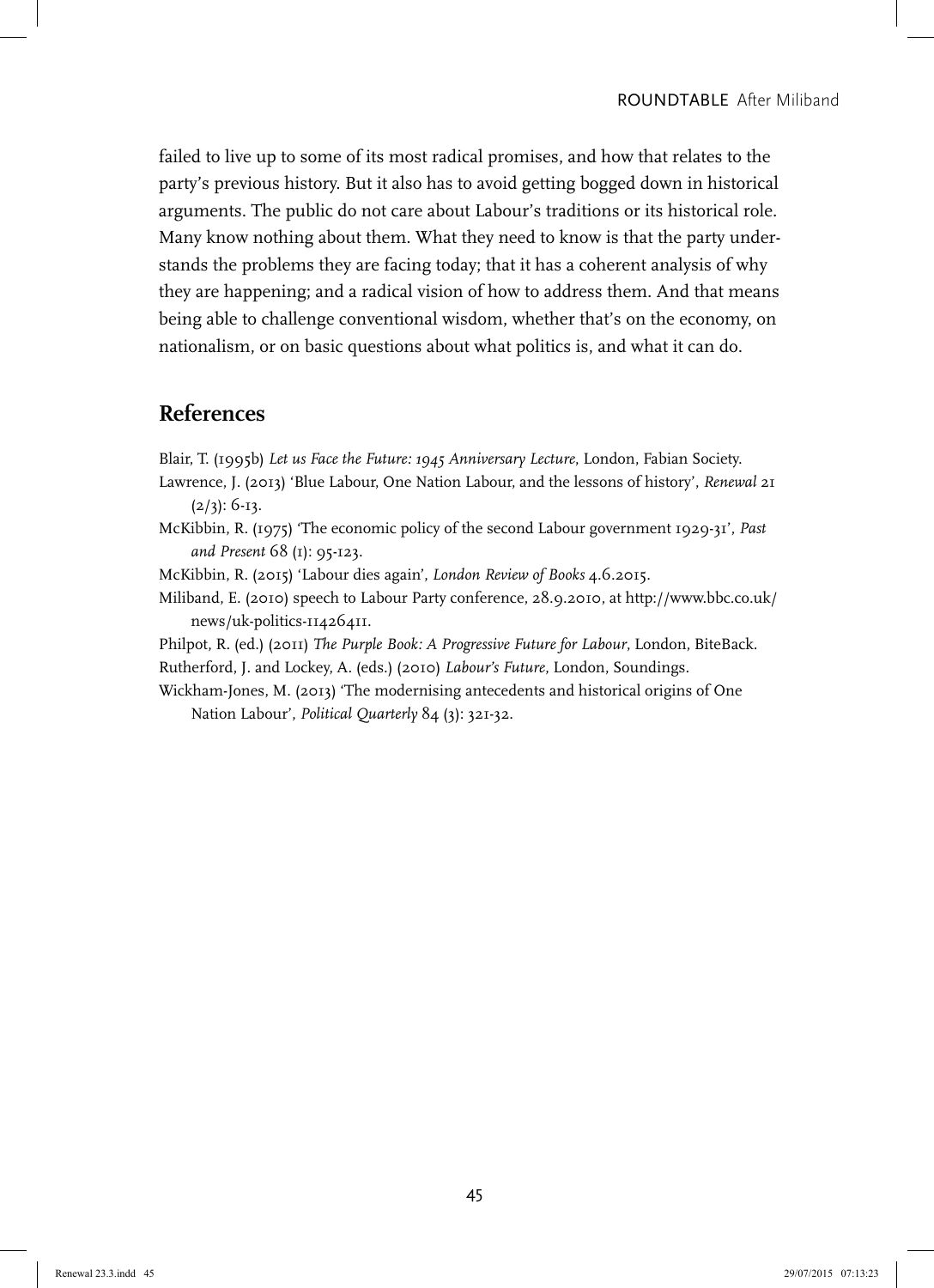failed to live up to some of its most radical promises, and how that relates to the party's previous history. But it also has to avoid getting bogged down in historical arguments. The public do not care about Labour's traditions or its historical role. Many know nothing about them. What they need to know is that the party understands the problems they are facing today; that it has a coherent analysis of why they are happening; and a radical vision of how to address them. And that means being able to challenge conventional wisdom, whether that's on the economy, on nationalism, or on basic questions about what politics is, and what it can do.

## References

Blair, T. (1995b) *Let us Face the Future: 1945 Anniversary Lecture*, London, Fabian Society.

Lawrence, J. (2013) 'Blue Labour, One Nation Labour, and the lessons of history', *Renewal* 21 (2/3): 6-13.

McKibbin, R. (1975) 'The economic policy of the second Labour government 1929-31', *Past and Present* 68 (1): 95-123.

McKibbin, R. (2015) 'Labour dies again', *London Review of Books* 4.6.2015.

Miliband, E. (2010) speech to Labour Party conference, 28.9.2010, at http://www.bbc.co.uk/news/uk-politics-11426411.

Philpot, R. (ed.) (2011) *The Purple Book: A Progressive Future for Labour*, London, BiteBack.

Rutherford, J. and Lockey, A. (eds.) (2010) *Labour's Future*, London, Soundings.

Wickham-Jones, M. (2013) 'The modernising antecedents and historical origins of One Nation Labour', *Political Quarterly* 84 (3): 321-32.